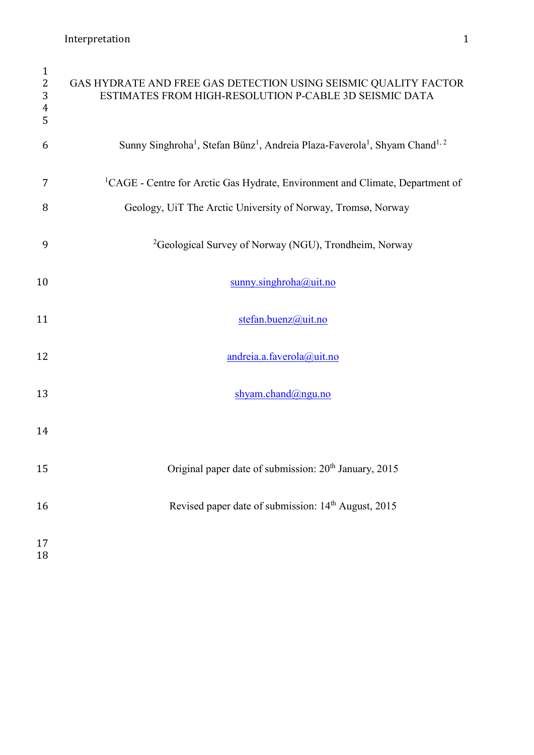# GAS HYDRATE AND FREE GAS DETECTION USING SEISMIC QUALITY FACTOR ESTIMATES FROM HIGH-RESOLUTION P-CABLE 3D SEISMIC DATA

Sunny Singhroha[1], Stefan Bünz[1], Andreia Plaza-Faverola[1], Shyam Chand[1, 2]

[1]CAGE - Centre for Arctic Gas Hydrate, Environment and Climate, Department of Geology, UiT The Arctic University of Norway, Tromsø, Norway

[2]Geological Survey of Norway (NGU), Trondheim, Norway

sunny.singhroha@uit.no

stefan.buenz@uit.no

andreia.a.faverola@uit.no

shyam.chand@ngu.no

Original paper date of submission: 20th January, 2015

Revised paper date of submission: 14th August, 2015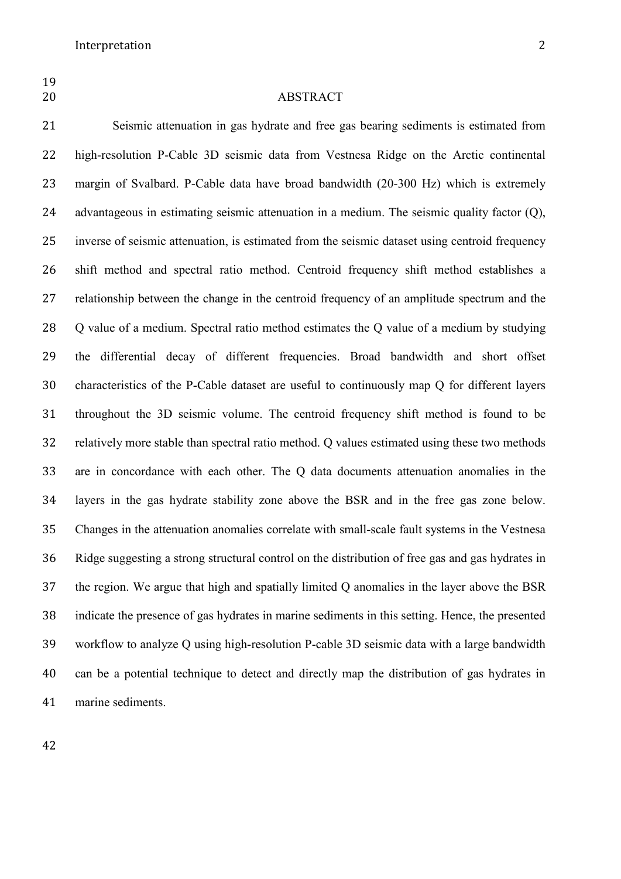## ABSTRACT

Seismic attenuation in gas hydrate and free gas bearing sediments is estimated from high-resolution P-Cable 3D seismic data from Vestnesa Ridge on the Arctic continental margin of Svalbard. P-Cable data have broad bandwidth (20-300 Hz) which is extremely advantageous in estimating seismic attenuation in a medium. The seismic quality factor (Q), inverse of seismic attenuation, is estimated from the seismic dataset using centroid frequency shift method and spectral ratio method. Centroid frequency shift method establishes a relationship between the change in the centroid frequency of an amplitude spectrum and the Q value of a medium. Spectral ratio method estimates the Q value of a medium by studying the differential decay of different frequencies. Broad bandwidth and short offset characteristics of the P-Cable dataset are useful to continuously map Q for different layers throughout the 3D seismic volume. The centroid frequency shift method is found to be relatively more stable than spectral ratio method. Q values estimated using these two methods are in concordance with each other. The Q data documents attenuation anomalies in the layers in the gas hydrate stability zone above the BSR and in the free gas zone below. Changes in the attenuation anomalies correlate with small-scale fault systems in the Vestnesa Ridge suggesting a strong structural control on the distribution of free gas and gas hydrates in the region. We argue that high and spatially limited Q anomalies in the layer above the BSR indicate the presence of gas hydrates in marine sediments in this setting. Hence, the presented workflow to analyze Q using high-resolution P-cable 3D seismic data with a large bandwidth can be a potential technique to detect and directly map the distribution of gas hydrates in marine sediments.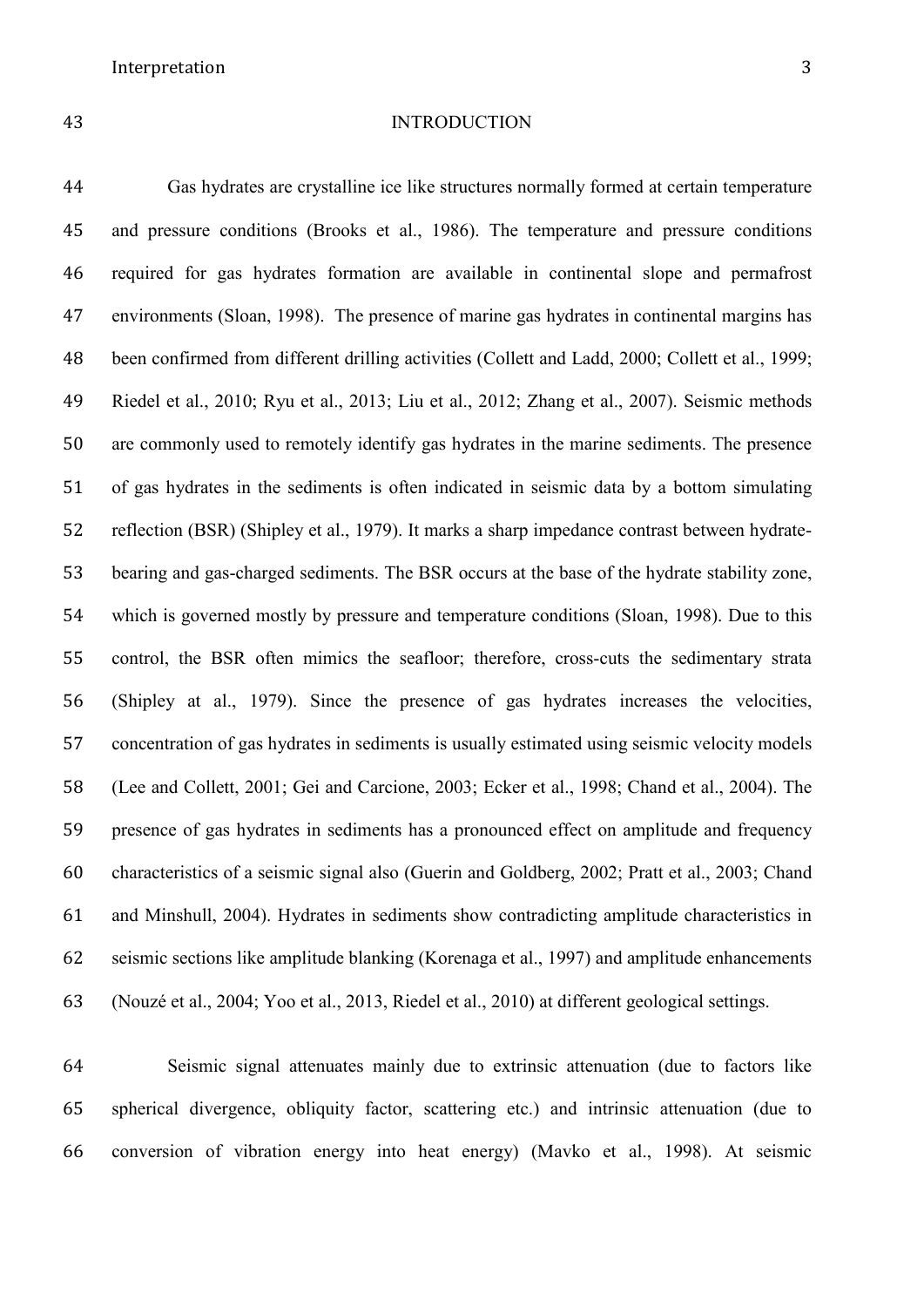# INTRODUCTION

Gas hydrates are crystalline ice like structures normally formed at certain temperature and pressure conditions (Brooks et al., 1986). The temperature and pressure conditions required for gas hydrates formation are available in continental slope and permafrost environments (Sloan, 1998). The presence of marine gas hydrates in continental margins has been confirmed from different drilling activities (Collett and Ladd, 2000; Collett et al., 1999; Riedel et al., 2010; Ryu et al., 2013; Liu et al., 2012; Zhang et al., 2007). Seismic methods are commonly used to remotely identify gas hydrates in the marine sediments. The presence of gas hydrates in the sediments is often indicated in seismic data by a bottom simulating reflection (BSR) (Shipley et al., 1979). It marks a sharp impedance contrast between hydrate-bearing and gas-charged sediments. The BSR occurs at the base of the hydrate stability zone, which is governed mostly by pressure and temperature conditions (Sloan, 1998). Due to this control, the BSR often mimics the seafloor; therefore, cross-cuts the sedimentary strata (Shipley at al., 1979). Since the presence of gas hydrates increases the velocities, concentration of gas hydrates in sediments is usually estimated using seismic velocity models (Lee and Collett, 2001; Gei and Carcione, 2003; Ecker et al., 1998; Chand et al., 2004). The presence of gas hydrates in sediments has a pronounced effect on amplitude and frequency characteristics of a seismic signal also (Guerin and Goldberg, 2002; Pratt et al., 2003; Chand and Minshull, 2004). Hydrates in sediments show contradicting amplitude characteristics in seismic sections like amplitude blanking (Korenaga et al., 1997) and amplitude enhancements (Nouzé et al., 2004; Yoo et al., 2013, Riedel et al., 2010) at different geological settings.

Seismic signal attenuates mainly due to extrinsic attenuation (due to factors like spherical divergence, obliquity factor, scattering etc.) and intrinsic attenuation (due to conversion of vibration energy into heat energy) (Mavko et al., 1998). At seismic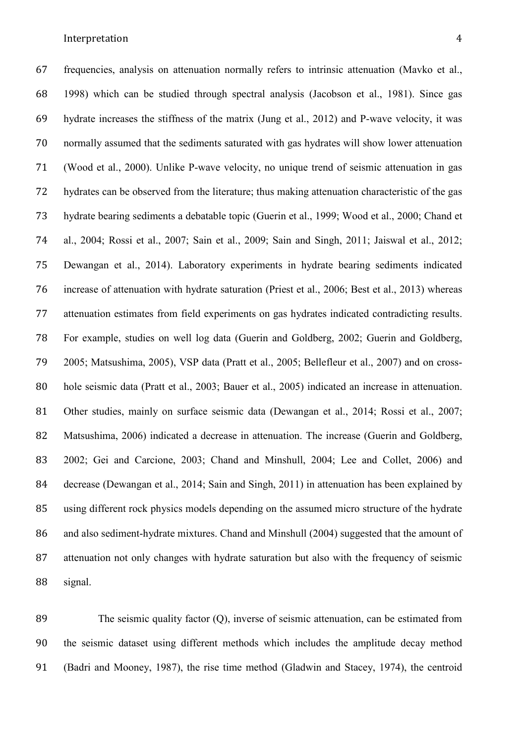frequencies, analysis on attenuation normally refers to intrinsic attenuation (Mavko et al., 1998) which can be studied through spectral analysis (Jacobson et al., 1981). Since gas hydrate increases the stiffness of the matrix (Jung et al., 2012) and P-wave velocity, it was normally assumed that the sediments saturated with gas hydrates will show lower attenuation (Wood et al., 2000). Unlike P-wave velocity, no unique trend of seismic attenuation in gas hydrates can be observed from the literature; thus making attenuation characteristic of the gas hydrate bearing sediments a debatable topic (Guerin et al., 1999; Wood et al., 2000; Chand et al., 2004; Rossi et al., 2007; Sain et al., 2009; Sain and Singh, 2011; Jaiswal et al., 2012; Dewangan et al., 2014). Laboratory experiments in hydrate bearing sediments indicated increase of attenuation with hydrate saturation (Priest et al., 2006; Best et al., 2013) whereas attenuation estimates from field experiments on gas hydrates indicated contradicting results. For example, studies on well log data (Guerin and Goldberg, 2002; Guerin and Goldberg, 2005; Matsushima, 2005), VSP data (Pratt et al., 2005; Bellefleur et al., 2007) and on cross-hole seismic data (Pratt et al., 2003; Bauer et al., 2005) indicated an increase in attenuation. Other studies, mainly on surface seismic data (Dewangan et al., 2014; Rossi et al., 2007; Matsushima, 2006) indicated a decrease in attenuation. The increase (Guerin and Goldberg, 2002; Gei and Carcione, 2003; Chand and Minshull, 2004; Lee and Collet, 2006) and decrease (Dewangan et al., 2014; Sain and Singh, 2011) in attenuation has been explained by using different rock physics models depending on the assumed micro structure of the hydrate and also sediment-hydrate mixtures. Chand and Minshull (2004) suggested that the amount of attenuation not only changes with hydrate saturation but also with the frequency of seismic signal.

The seismic quality factor (Q), inverse of seismic attenuation, can be estimated from the seismic dataset using different methods which includes the amplitude decay method (Badri and Mooney, 1987), the rise time method (Gladwin and Stacey, 1974), the centroid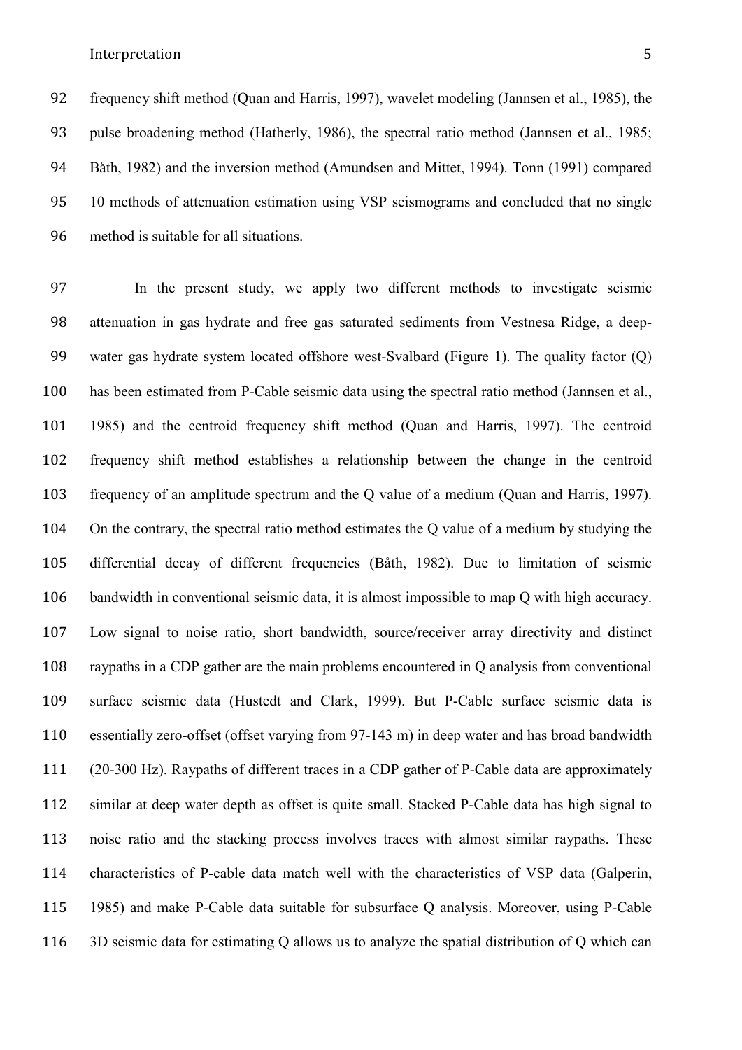frequency shift method (Quan and Harris, 1997), wavelet modeling (Jannsen et al., 1985), the pulse broadening method (Hatherly, 1986), the spectral ratio method (Jannsen et al., 1985; Båth, 1982) and the inversion method (Amundsen and Mittet, 1994). Tonn (1991) compared 10 methods of attenuation estimation using VSP seismograms and concluded that no single method is suitable for all situations.

In the present study, we apply two different methods to investigate seismic attenuation in gas hydrate and free gas saturated sediments from Vestnesa Ridge, a deep-water gas hydrate system located offshore west-Svalbard (Figure 1). The quality factor (Q) has been estimated from P-Cable seismic data using the spectral ratio method (Jannsen et al., 1985) and the centroid frequency shift method (Quan and Harris, 1997). The centroid frequency shift method establishes a relationship between the change in the centroid frequency of an amplitude spectrum and the Q value of a medium (Quan and Harris, 1997). On the contrary, the spectral ratio method estimates the Q value of a medium by studying the differential decay of different frequencies (Båth, 1982). Due to limitation of seismic bandwidth in conventional seismic data, it is almost impossible to map Q with high accuracy. Low signal to noise ratio, short bandwidth, source/receiver array directivity and distinct raypaths in a CDP gather are the main problems encountered in Q analysis from conventional surface seismic data (Hustedt and Clark, 1999). But P-Cable surface seismic data is essentially zero-offset (offset varying from 97-143 m) in deep water and has broad bandwidth (20-300 Hz). Raypaths of different traces in a CDP gather of P-Cable data are approximately similar at deep water depth as offset is quite small. Stacked P-Cable data has high signal to noise ratio and the stacking process involves traces with almost similar raypaths. These characteristics of P-cable data match well with the characteristics of VSP data (Galperin, 1985) and make P-Cable data suitable for subsurface Q analysis. Moreover, using P-Cable 3D seismic data for estimating Q allows us to analyze the spatial distribution of Q which can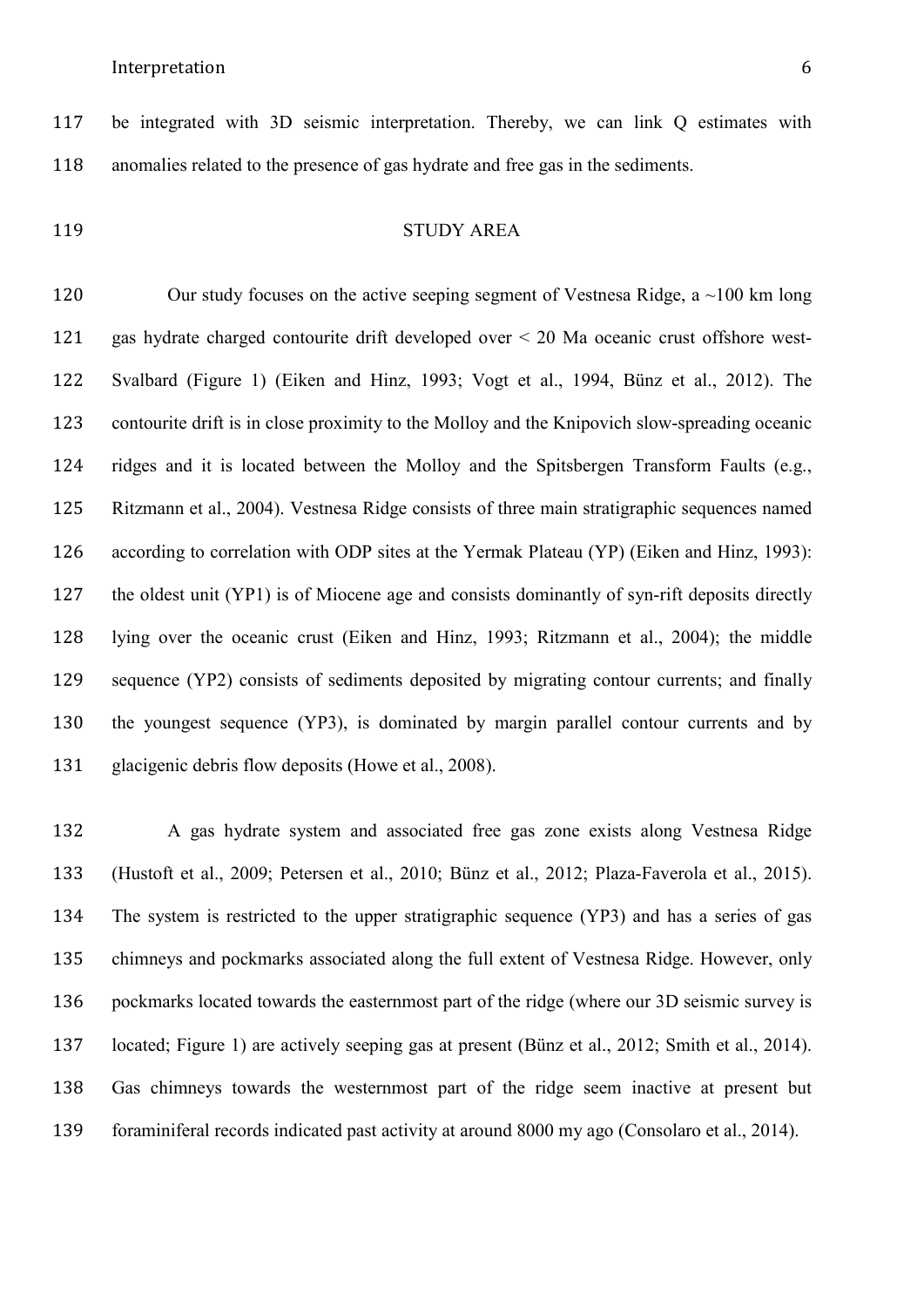be integrated with 3D seismic interpretation. Thereby, we can link Q estimates with anomalies related to the presence of gas hydrate and free gas in the sediments.

## STUDY AREA

Our study focuses on the active seeping segment of Vestnesa Ridge, a ~100 km long gas hydrate charged contourite drift developed over < 20 Ma oceanic crust offshore west-Svalbard (Figure 1) (Eiken and Hinz, 1993; Vogt et al., 1994, Bünz et al., 2012). The contourite drift is in close proximity to the Molloy and the Knipovich slow-spreading oceanic ridges and it is located between the Molloy and the Spitsbergen Transform Faults (e.g., Ritzmann et al., 2004). Vestnesa Ridge consists of three main stratigraphic sequences named according to correlation with ODP sites at the Yermak Plateau (YP) (Eiken and Hinz, 1993): the oldest unit (YP1) is of Miocene age and consists dominantly of syn-rift deposits directly lying over the oceanic crust (Eiken and Hinz, 1993; Ritzmann et al., 2004); the middle sequence (YP2) consists of sediments deposited by migrating contour currents; and finally the youngest sequence (YP3), is dominated by margin parallel contour currents and by glacigenic debris flow deposits (Howe et al., 2008).

A gas hydrate system and associated free gas zone exists along Vestnesa Ridge (Hustoft et al., 2009; Petersen et al., 2010; Bünz et al., 2012; Plaza-Faverola et al., 2015). The system is restricted to the upper stratigraphic sequence (YP3) and has a series of gas chimneys and pockmarks associated along the full extent of Vestnesa Ridge. However, only pockmarks located towards the easternmost part of the ridge (where our 3D seismic survey is located; Figure 1) are actively seeping gas at present (Bünz et al., 2012; Smith et al., 2014). Gas chimneys towards the westernmost part of the ridge seem inactive at present but foraminiferal records indicated past activity at around 8000 my ago (Consolaro et al., 2014).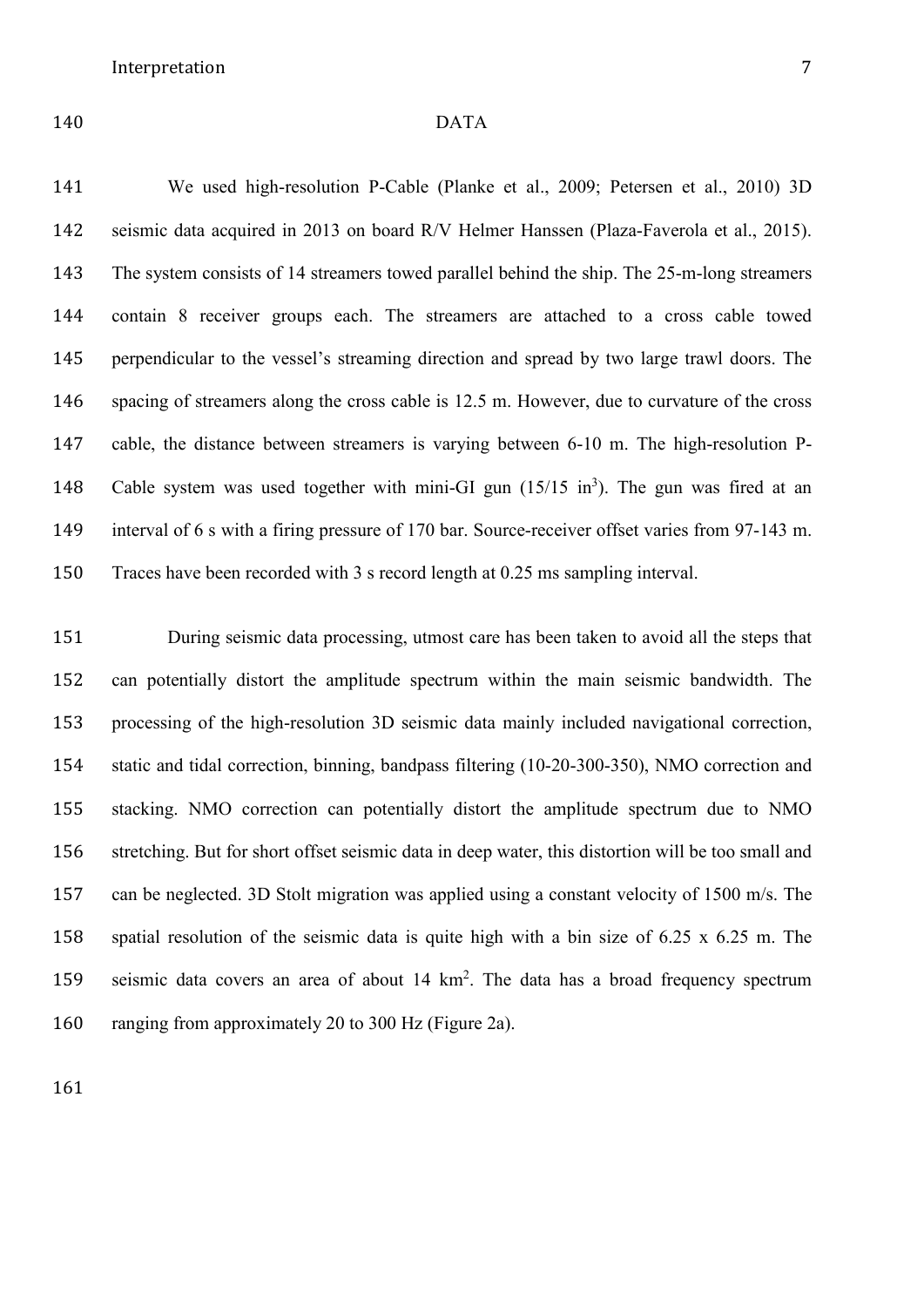## DATA

We used high-resolution P-Cable (Planke et al., 2009; Petersen et al., 2010) 3D seismic data acquired in 2013 on board R/V Helmer Hanssen (Plaza-Faverola et al., 2015). The system consists of 14 streamers towed parallel behind the ship. The 25-m-long streamers contain 8 receiver groups each. The streamers are attached to a cross cable towed perpendicular to the vessel's streaming direction and spread by two large trawl doors. The spacing of streamers along the cross cable is 12.5 m. However, due to curvature of the cross cable, the distance between streamers is varying between 6-10 m. The high-resolution P-Cable system was used together with mini-GI gun (15/15 in$^3$). The gun was fired at an interval of 6 s with a firing pressure of 170 bar. Source-receiver offset varies from 97-143 m. Traces have been recorded with 3 s record length at 0.25 ms sampling interval.

During seismic data processing, utmost care has been taken to avoid all the steps that can potentially distort the amplitude spectrum within the main seismic bandwidth. The processing of the high-resolution 3D seismic data mainly included navigational correction, static and tidal correction, binning, bandpass filtering (10-20-300-350), NMO correction and stacking. NMO correction can potentially distort the amplitude spectrum due to NMO stretching. But for short offset seismic data in deep water, this distortion will be too small and can be neglected. 3D Stolt migration was applied using a constant velocity of 1500 m/s. The spatial resolution of the seismic data is quite high with a bin size of 6.25 x 6.25 m. The seismic data covers an area of about 14 km$^2$. The data has a broad frequency spectrum ranging from approximately 20 to 300 Hz (Figure 2a).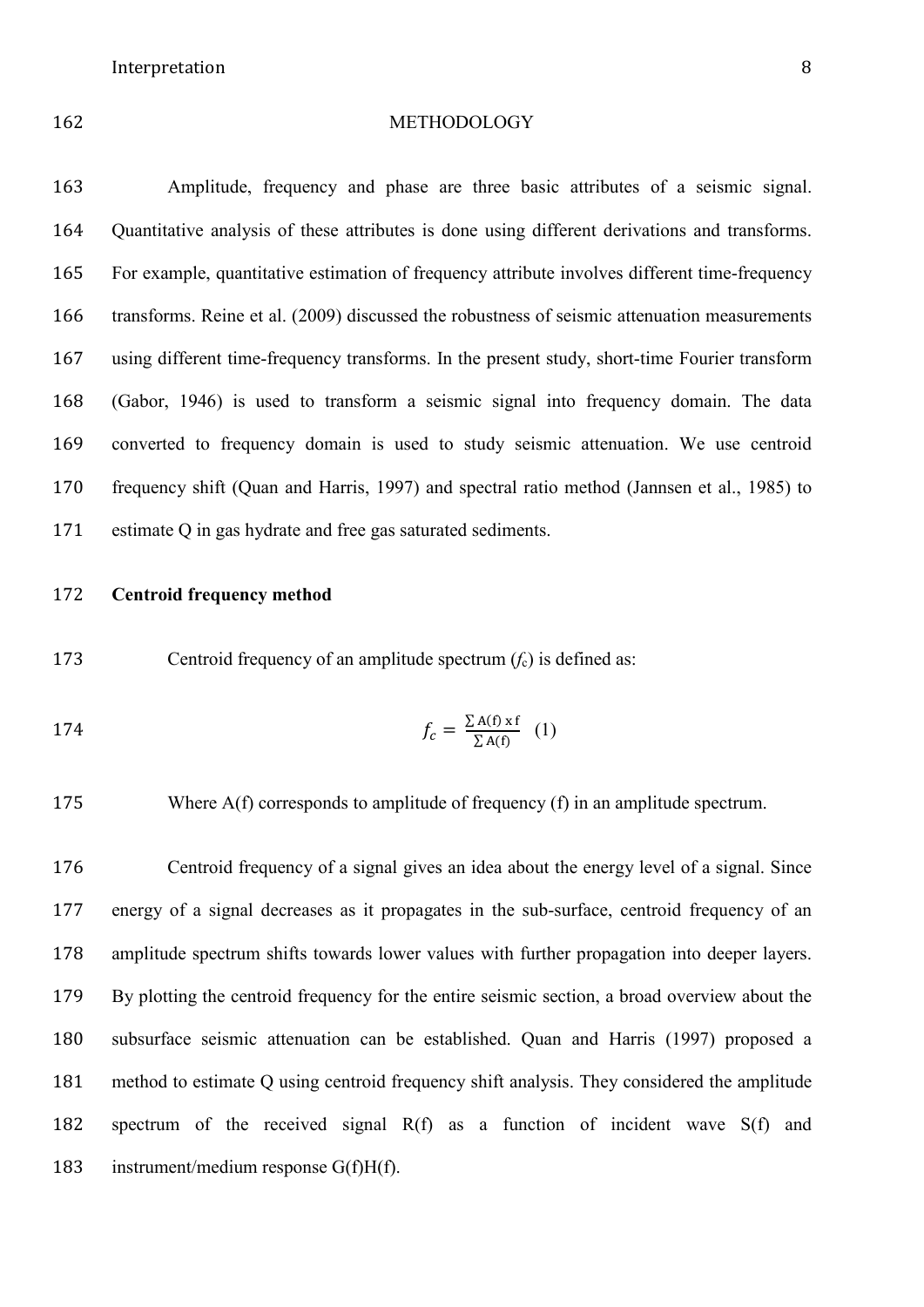## METHODOLOGY

Amplitude, frequency and phase are three basic attributes of a seismic signal. Quantitative analysis of these attributes is done using different derivations and transforms. For example, quantitative estimation of frequency attribute involves different time-frequency transforms. Reine et al. (2009) discussed the robustness of seismic attenuation measurements using different time-frequency transforms. In the present study, short-time Fourier transform (Gabor, 1946) is used to transform a seismic signal into frequency domain. The data converted to frequency domain is used to study seismic attenuation. We use centroid frequency shift (Quan and Harris, 1997) and spectral ratio method (Jannsen et al., 1985) to estimate Q in gas hydrate and free gas saturated sediments.

### Centroid frequency method

Centroid frequency of an amplitude spectrum ($f_c$) is defined as:

$$f_c = \frac{\sum \mathrm{A(f)\ x\ f}}{\sum \mathrm{A(f)}} \quad (1)$$

Where A(f) corresponds to amplitude of frequency (f) in an amplitude spectrum.

Centroid frequency of a signal gives an idea about the energy level of a signal. Since energy of a signal decreases as it propagates in the sub-surface, centroid frequency of an amplitude spectrum shifts towards lower values with further propagation into deeper layers. By plotting the centroid frequency for the entire seismic section, a broad overview about the subsurface seismic attenuation can be established. Quan and Harris (1997) proposed a method to estimate Q using centroid frequency shift analysis. They considered the amplitude spectrum of the received signal R(f) as a function of incident wave S(f) and instrument/medium response G(f)H(f).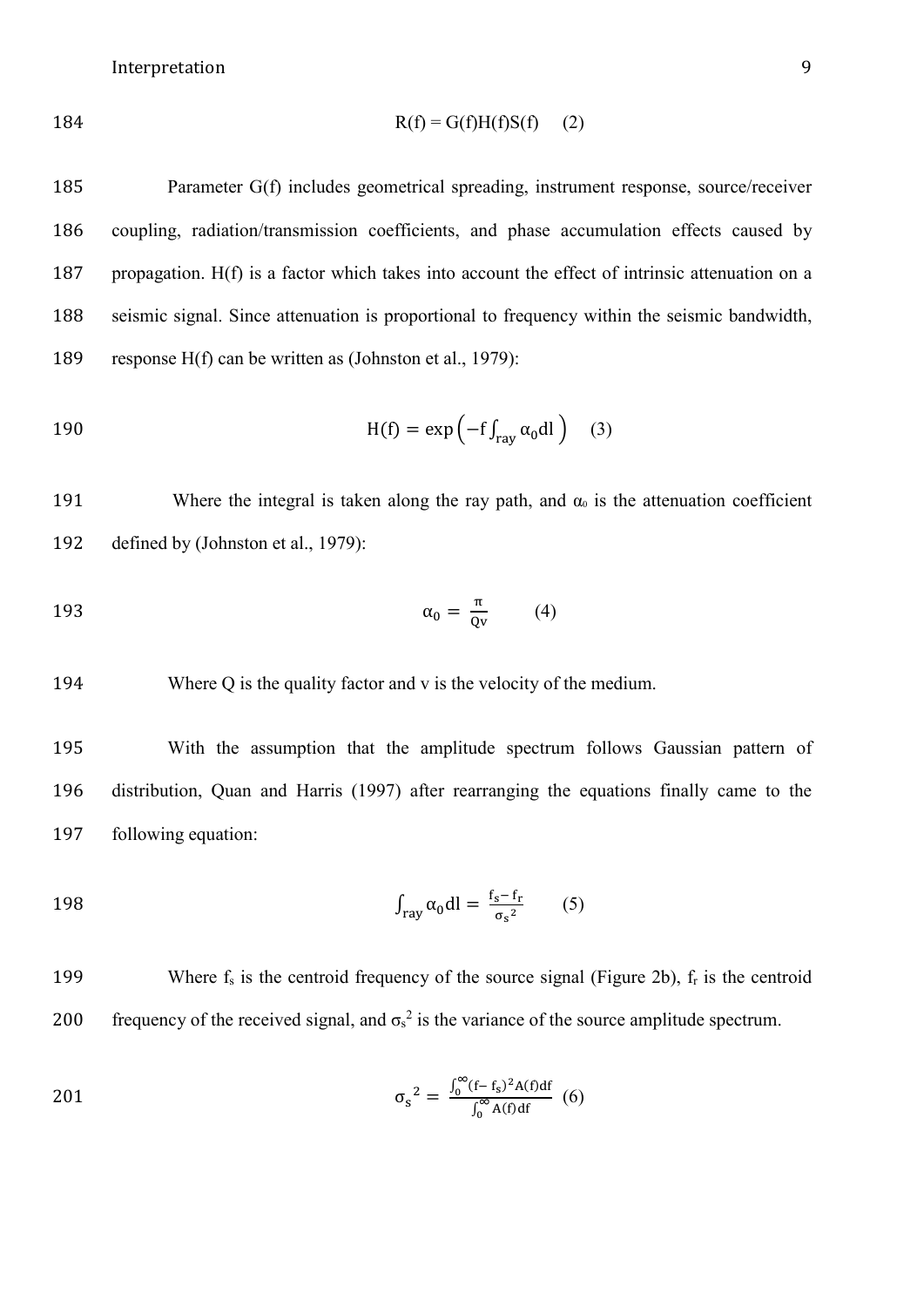$$R(f) = G(f)H(f)S(f) \quad (2)$$

Parameter G(f) includes geometrical spreading, instrument response, source/receiver coupling, radiation/transmission coefficients, and phase accumulation effects caused by propagation. H(f) is a factor which takes into account the effect of intrinsic attenuation on a seismic signal. Since attenuation is proportional to frequency within the seismic bandwidth, response H(f) can be written as (Johnston et al., 1979):

$$H(f) = \exp\left(-f\int_{ray} \alpha_0 dl\right) \quad (3)$$

Where the integral is taken along the ray path, and $\alpha_0$ is the attenuation coefficient defined by (Johnston et al., 1979):

$$\alpha_0 = \frac{\pi}{Qv} \quad (4)$$

Where Q is the quality factor and v is the velocity of the medium.

With the assumption that the amplitude spectrum follows Gaussian pattern of distribution, Quan and Harris (1997) after rearranging the equations finally came to the following equation:

$$\int_{ray} \alpha_0 dl = \frac{f_s - f_r}{\sigma_s^2} \quad (5)$$

Where $f_s$ is the centroid frequency of the source signal (Figure 2b), $f_r$ is the centroid frequency of the received signal, and $\sigma_s^2$ is the variance of the source amplitude spectrum.

$$\sigma_s^2 = \frac{\int_0^\infty (f - f_s)^2 A(f) df}{\int_0^\infty A(f) df} \quad (6)$$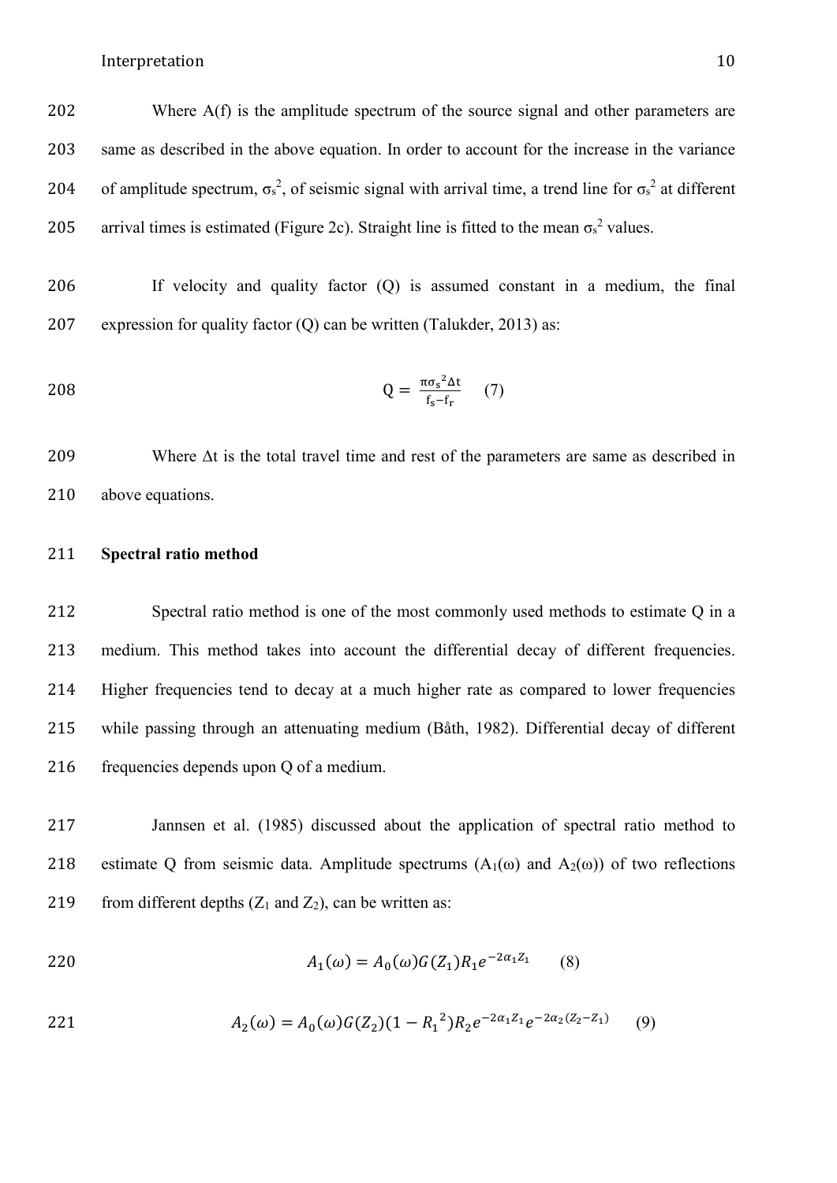Where A(f) is the amplitude spectrum of the source signal and other parameters are same as described in the above equation. In order to account for the increase in the variance of amplitude spectrum, $\sigma_s^2$, of seismic signal with arrival time, a trend line for $\sigma_s^2$ at different arrival times is estimated (Figure 2c). Straight line is fitted to the mean $\sigma_s^2$ values.

If velocity and quality factor (Q) is assumed constant in a medium, the final expression for quality factor (Q) can be written (Talukder, 2013) as:

$$Q = \frac{\pi \sigma_s^2 \Delta t}{f_s - f_r} \quad (7)$$

Where $\Delta t$ is the total travel time and rest of the parameters are same as described in above equations.

**Spectral ratio method**

Spectral ratio method is one of the most commonly used methods to estimate Q in a medium. This method takes into account the differential decay of different frequencies. Higher frequencies tend to decay at a much higher rate as compared to lower frequencies while passing through an attenuating medium (Båth, 1982). Differential decay of different frequencies depends upon Q of a medium.

Jannsen et al. (1985) discussed about the application of spectral ratio method to estimate Q from seismic data. Amplitude spectrums ($A_1(\omega)$ and $A_2(\omega)$) of two reflections from different depths ($Z_1$ and $Z_2$), can be written as:

$$A_1(\omega) = A_0(\omega) G(Z_1) R_1 e^{-2\alpha_1 Z_1} \quad (8)$$

$$A_2(\omega) = A_0(\omega) G(Z_2)(1 - R_1^2) R_2 e^{-2\alpha_1 Z_1} e^{-2\alpha_2 (Z_2 - Z_1)} \quad (9)$$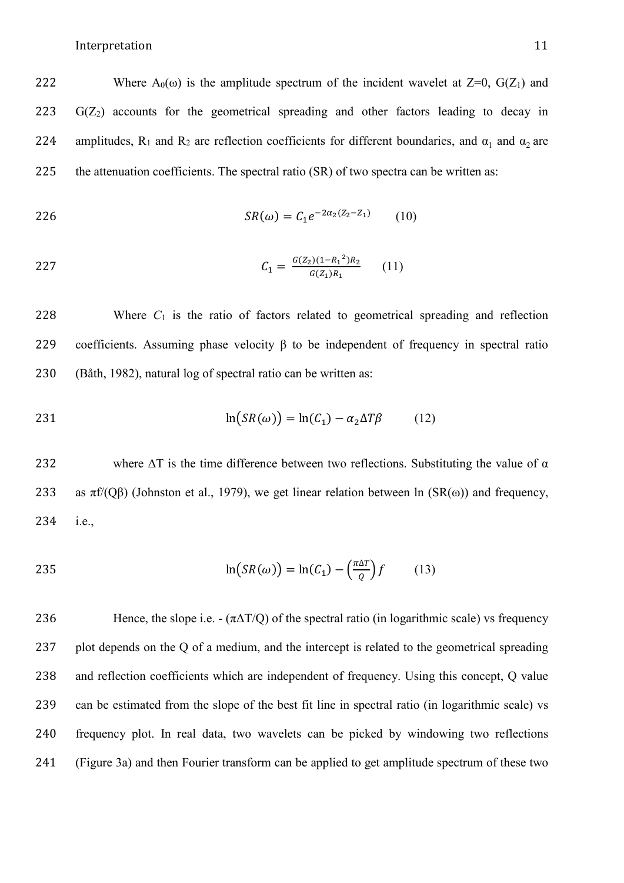Where $A_0(\omega)$ is the amplitude spectrum of the incident wavelet at Z=0, $G(Z_1)$ and $G(Z_2)$ accounts for the geometrical spreading and other factors leading to decay in amplitudes, $R_1$ and $R_2$ are reflection coefficients for different boundaries, and $\alpha_1$ and $\alpha_2$ are the attenuation coefficients. The spectral ratio (SR) of two spectra can be written as:

$$SR(\omega) = C_1 e^{-2\alpha_2 (Z_2 - Z_1)} \qquad (10)$$

$$C_1 = \frac{G(Z_2)(1-{R_1}^2)R_2}{G(Z_1)R_1} \qquad (11)$$

Where $C_1$ is the ratio of factors related to geometrical spreading and reflection coefficients. Assuming phase velocity β to be independent of frequency in spectral ratio (Båth, 1982), natural log of spectral ratio can be written as:

$$\ln\big(SR(\omega)\big) = \ln(C_1) - \alpha_2 \Delta T \beta \qquad (12)$$

where ΔT is the time difference between two reflections. Substituting the value of α as $\pi f/(Q\beta)$ (Johnston et al., 1979), we get linear relation between ln (SR(ω)) and frequency, i.e.,

$$\ln\big(SR(\omega)\big) = \ln(C_1) - \left(\frac{\pi \Delta T}{Q}\right) f \qquad (13)$$

Hence, the slope i.e. - $(\pi\Delta T/Q)$ of the spectral ratio (in logarithmic scale) vs frequency plot depends on the Q of a medium, and the intercept is related to the geometrical spreading and reflection coefficients which are independent of frequency. Using this concept, Q value can be estimated from the slope of the best fit line in spectral ratio (in logarithmic scale) vs frequency plot. In real data, two wavelets can be picked by windowing two reflections (Figure 3a) and then Fourier transform can be applied to get amplitude spectrum of these two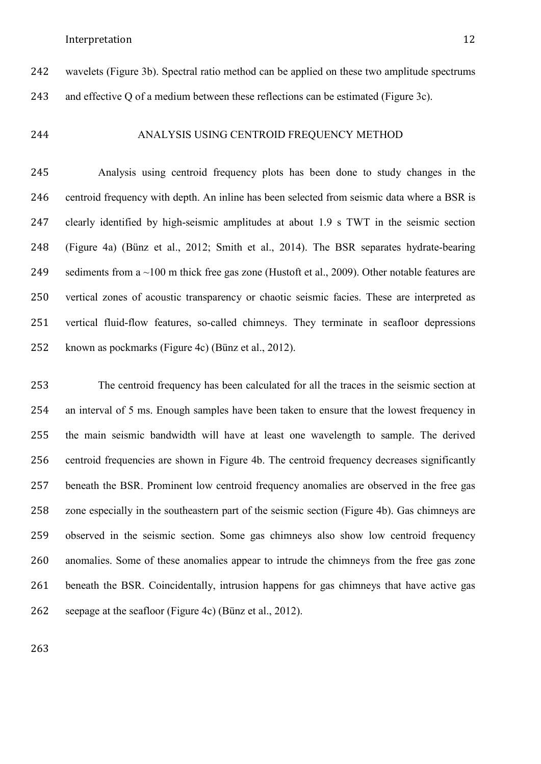wavelets (Figure 3b). Spectral ratio method can be applied on these two amplitude spectrums and effective Q of a medium between these reflections can be estimated (Figure 3c).

## ANALYSIS USING CENTROID FREQUENCY METHOD

Analysis using centroid frequency plots has been done to study changes in the centroid frequency with depth. An inline has been selected from seismic data where a BSR is clearly identified by high-seismic amplitudes at about 1.9 s TWT in the seismic section (Figure 4a) (Bünz et al., 2012; Smith et al., 2014). The BSR separates hydrate-bearing sediments from a ~100 m thick free gas zone (Hustoft et al., 2009). Other notable features are vertical zones of acoustic transparency or chaotic seismic facies. These are interpreted as vertical fluid-flow features, so-called chimneys. They terminate in seafloor depressions known as pockmarks (Figure 4c) (Bünz et al., 2012).

The centroid frequency has been calculated for all the traces in the seismic section at an interval of 5 ms. Enough samples have been taken to ensure that the lowest frequency in the main seismic bandwidth will have at least one wavelength to sample. The derived centroid frequencies are shown in Figure 4b. The centroid frequency decreases significantly beneath the BSR. Prominent low centroid frequency anomalies are observed in the free gas zone especially in the southeastern part of the seismic section (Figure 4b). Gas chimneys are observed in the seismic section. Some gas chimneys also show low centroid frequency anomalies. Some of these anomalies appear to intrude the chimneys from the free gas zone beneath the BSR. Coincidentally, intrusion happens for gas chimneys that have active gas seepage at the seafloor (Figure 4c) (Bünz et al., 2012).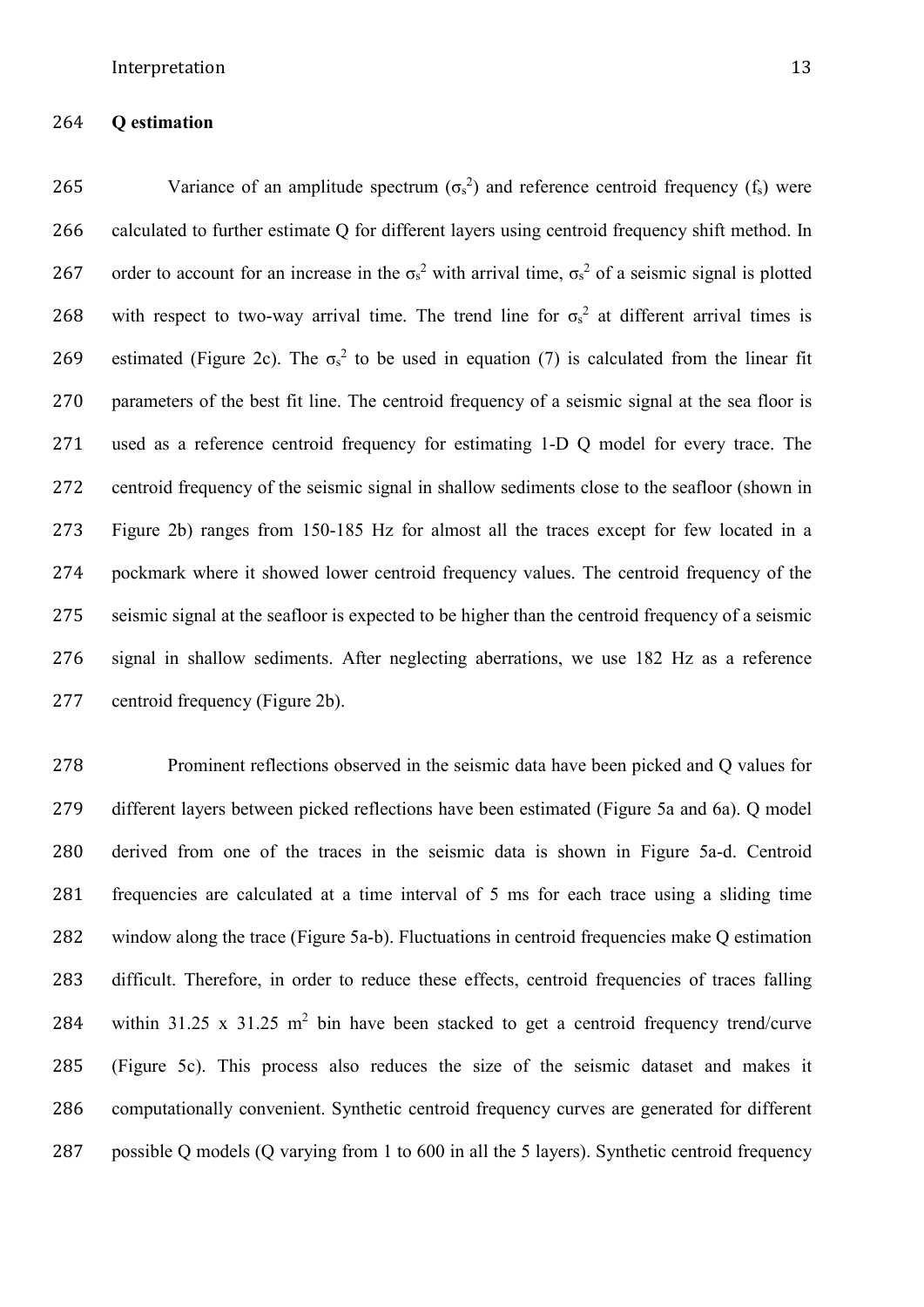**Q estimation**

Variance of an amplitude spectrum ($\sigma_s^2$) and reference centroid frequency ($f_s$) were calculated to further estimate Q for different layers using centroid frequency shift method. In order to account for an increase in the $\sigma_s^2$ with arrival time, $\sigma_s^2$ of a seismic signal is plotted with respect to two-way arrival time. The trend line for $\sigma_s^2$ at different arrival times is estimated (Figure 2c). The $\sigma_s^2$ to be used in equation (7) is calculated from the linear fit parameters of the best fit line. The centroid frequency of a seismic signal at the sea floor is used as a reference centroid frequency for estimating 1-D Q model for every trace. The centroid frequency of the seismic signal in shallow sediments close to the seafloor (shown in Figure 2b) ranges from 150-185 Hz for almost all the traces except for few located in a pockmark where it showed lower centroid frequency values. The centroid frequency of the seismic signal at the seafloor is expected to be higher than the centroid frequency of a seismic signal in shallow sediments. After neglecting aberrations, we use 182 Hz as a reference centroid frequency (Figure 2b).

Prominent reflections observed in the seismic data have been picked and Q values for different layers between picked reflections have been estimated (Figure 5a and 6a). Q model derived from one of the traces in the seismic data is shown in Figure 5a-d. Centroid frequencies are calculated at a time interval of 5 ms for each trace using a sliding time window along the trace (Figure 5a-b). Fluctuations in centroid frequencies make Q estimation difficult. Therefore, in order to reduce these effects, centroid frequencies of traces falling within 31.25 x 31.25 $m^2$ bin have been stacked to get a centroid frequency trend/curve (Figure 5c). This process also reduces the size of the seismic dataset and makes it computationally convenient. Synthetic centroid frequency curves are generated for different possible Q models (Q varying from 1 to 600 in all the 5 layers). Synthetic centroid frequency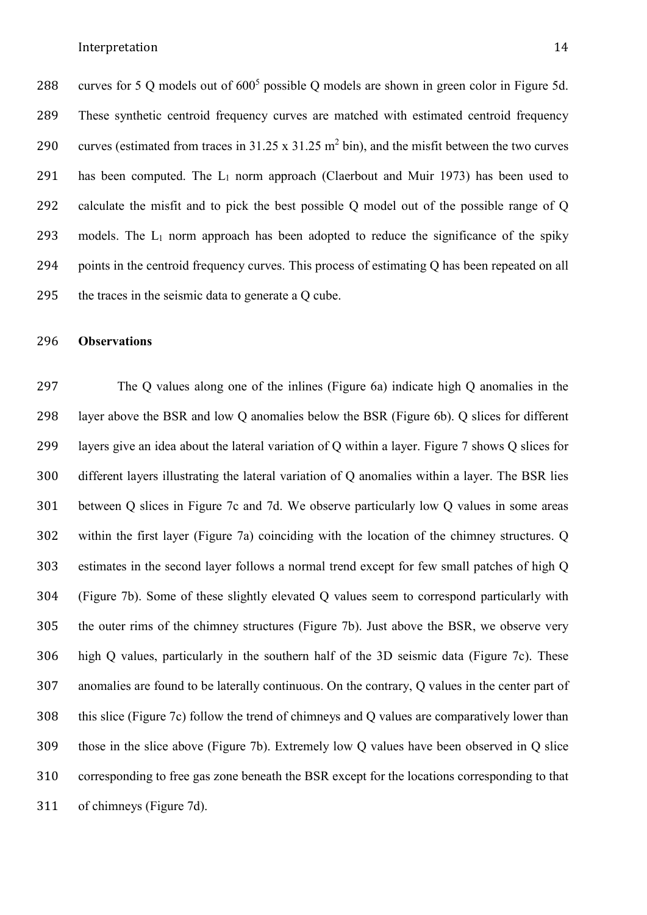curves for 5 Q models out of $600^5$ possible Q models are shown in green color in Figure 5d. These synthetic centroid frequency curves are matched with estimated centroid frequency curves (estimated from traces in 31.25 x 31.25 $m^2$ bin), and the misfit between the two curves has been computed. The $L_1$ norm approach (Claerbout and Muir 1973) has been used to calculate the misfit and to pick the best possible Q model out of the possible range of Q models. The $L_1$ norm approach has been adopted to reduce the significance of the spiky points in the centroid frequency curves. This process of estimating Q has been repeated on all the traces in the seismic data to generate a Q cube.

**Observations**

The Q values along one of the inlines (Figure 6a) indicate high Q anomalies in the layer above the BSR and low Q anomalies below the BSR (Figure 6b). Q slices for different layers give an idea about the lateral variation of Q within a layer. Figure 7 shows Q slices for different layers illustrating the lateral variation of Q anomalies within a layer. The BSR lies between Q slices in Figure 7c and 7d. We observe particularly low Q values in some areas within the first layer (Figure 7a) coinciding with the location of the chimney structures. Q estimates in the second layer follows a normal trend except for few small patches of high Q (Figure 7b). Some of these slightly elevated Q values seem to correspond particularly with the outer rims of the chimney structures (Figure 7b). Just above the BSR, we observe very high Q values, particularly in the southern half of the 3D seismic data (Figure 7c). These anomalies are found to be laterally continuous. On the contrary, Q values in the center part of this slice (Figure 7c) follow the trend of chimneys and Q values are comparatively lower than those in the slice above (Figure 7b). Extremely low Q values have been observed in Q slice corresponding to free gas zone beneath the BSR except for the locations corresponding to that of chimneys (Figure 7d).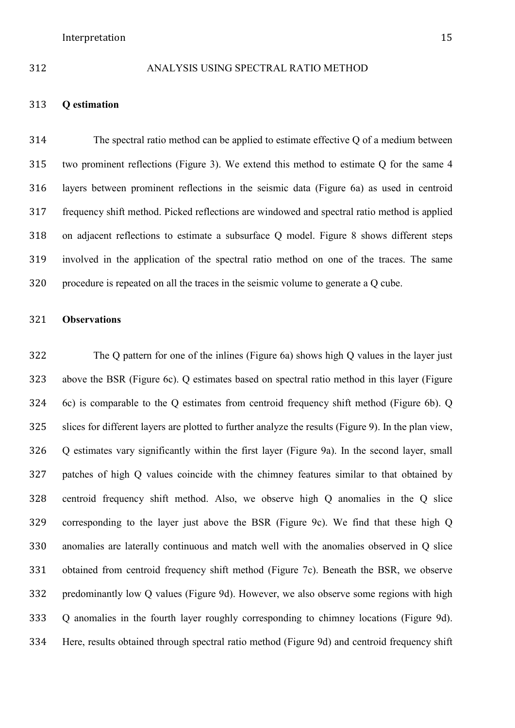## ANALYSIS USING SPECTRAL RATIO METHOD

### Q estimation

The spectral ratio method can be applied to estimate effective Q of a medium between two prominent reflections (Figure 3). We extend this method to estimate Q for the same 4 layers between prominent reflections in the seismic data (Figure 6a) as used in centroid frequency shift method. Picked reflections are windowed and spectral ratio method is applied on adjacent reflections to estimate a subsurface Q model. Figure 8 shows different steps involved in the application of the spectral ratio method on one of the traces. The same procedure is repeated on all the traces in the seismic volume to generate a Q cube.

### Observations

The Q pattern for one of the inlines (Figure 6a) shows high Q values in the layer just above the BSR (Figure 6c). Q estimates based on spectral ratio method in this layer (Figure 6c) is comparable to the Q estimates from centroid frequency shift method (Figure 6b). Q slices for different layers are plotted to further analyze the results (Figure 9). In the plan view, Q estimates vary significantly within the first layer (Figure 9a). In the second layer, small patches of high Q values coincide with the chimney features similar to that obtained by centroid frequency shift method. Also, we observe high Q anomalies in the Q slice corresponding to the layer just above the BSR (Figure 9c). We find that these high Q anomalies are laterally continuous and match well with the anomalies observed in Q slice obtained from centroid frequency shift method (Figure 7c). Beneath the BSR, we observe predominantly low Q values (Figure 9d). However, we also observe some regions with high Q anomalies in the fourth layer roughly corresponding to chimney locations (Figure 9d). Here, results obtained through spectral ratio method (Figure 9d) and centroid frequency shift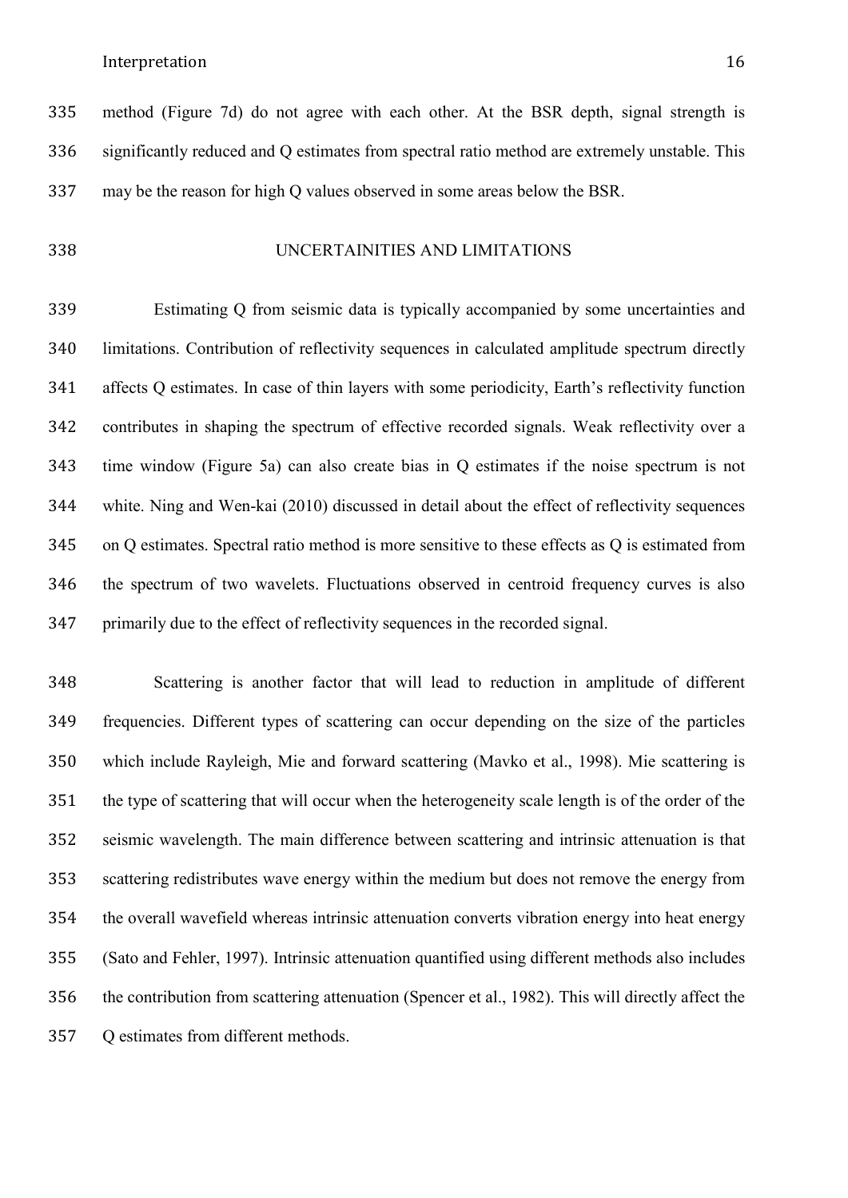method (Figure 7d) do not agree with each other. At the BSR depth, signal strength is significantly reduced and Q estimates from spectral ratio method are extremely unstable. This may be the reason for high Q values observed in some areas below the BSR.

## UNCERTAINITIES AND LIMITATIONS

Estimating Q from seismic data is typically accompanied by some uncertainties and limitations. Contribution of reflectivity sequences in calculated amplitude spectrum directly affects Q estimates. In case of thin layers with some periodicity, Earth's reflectivity function contributes in shaping the spectrum of effective recorded signals. Weak reflectivity over a time window (Figure 5a) can also create bias in Q estimates if the noise spectrum is not white. Ning and Wen-kai (2010) discussed in detail about the effect of reflectivity sequences on Q estimates. Spectral ratio method is more sensitive to these effects as Q is estimated from the spectrum of two wavelets. Fluctuations observed in centroid frequency curves is also primarily due to the effect of reflectivity sequences in the recorded signal.

Scattering is another factor that will lead to reduction in amplitude of different frequencies. Different types of scattering can occur depending on the size of the particles which include Rayleigh, Mie and forward scattering (Mavko et al., 1998). Mie scattering is the type of scattering that will occur when the heterogeneity scale length is of the order of the seismic wavelength. The main difference between scattering and intrinsic attenuation is that scattering redistributes wave energy within the medium but does not remove the energy from the overall wavefield whereas intrinsic attenuation converts vibration energy into heat energy (Sato and Fehler, 1997). Intrinsic attenuation quantified using different methods also includes the contribution from scattering attenuation (Spencer et al., 1982). This will directly affect the Q estimates from different methods.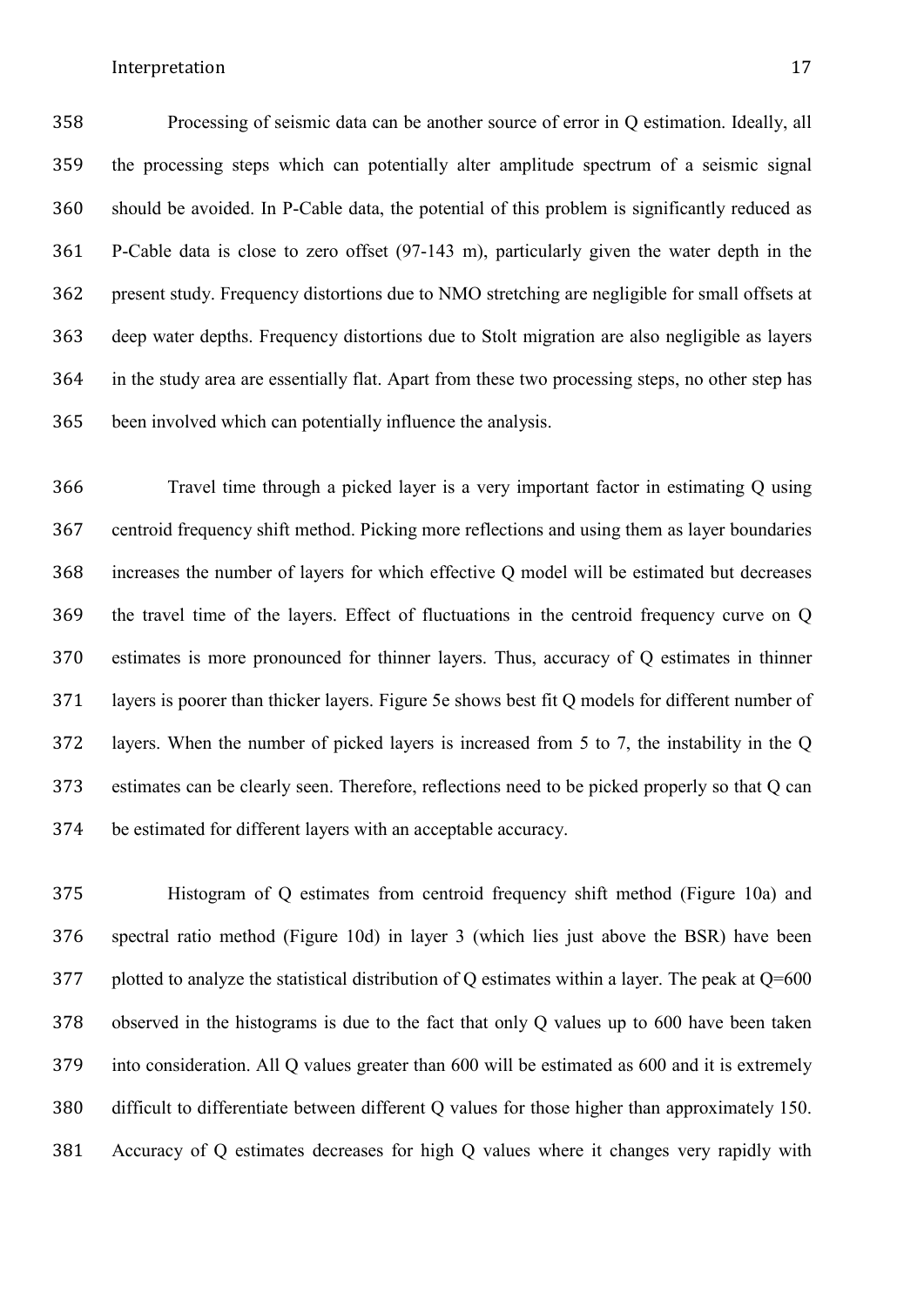Processing of seismic data can be another source of error in Q estimation. Ideally, all the processing steps which can potentially alter amplitude spectrum of a seismic signal should be avoided. In P-Cable data, the potential of this problem is significantly reduced as P-Cable data is close to zero offset (97-143 m), particularly given the water depth in the present study. Frequency distortions due to NMO stretching are negligible for small offsets at deep water depths. Frequency distortions due to Stolt migration are also negligible as layers in the study area are essentially flat. Apart from these two processing steps, no other step has been involved which can potentially influence the analysis.

Travel time through a picked layer is a very important factor in estimating Q using centroid frequency shift method. Picking more reflections and using them as layer boundaries increases the number of layers for which effective Q model will be estimated but decreases the travel time of the layers. Effect of fluctuations in the centroid frequency curve on Q estimates is more pronounced for thinner layers. Thus, accuracy of Q estimates in thinner layers is poorer than thicker layers. Figure 5e shows best fit Q models for different number of layers. When the number of picked layers is increased from 5 to 7, the instability in the Q estimates can be clearly seen. Therefore, reflections need to be picked properly so that Q can be estimated for different layers with an acceptable accuracy.

Histogram of Q estimates from centroid frequency shift method (Figure 10a) and spectral ratio method (Figure 10d) in layer 3 (which lies just above the BSR) have been plotted to analyze the statistical distribution of Q estimates within a layer. The peak at Q=600 observed in the histograms is due to the fact that only Q values up to 600 have been taken into consideration. All Q values greater than 600 will be estimated as 600 and it is extremely difficult to differentiate between different Q values for those higher than approximately 150. Accuracy of Q estimates decreases for high Q values where it changes very rapidly with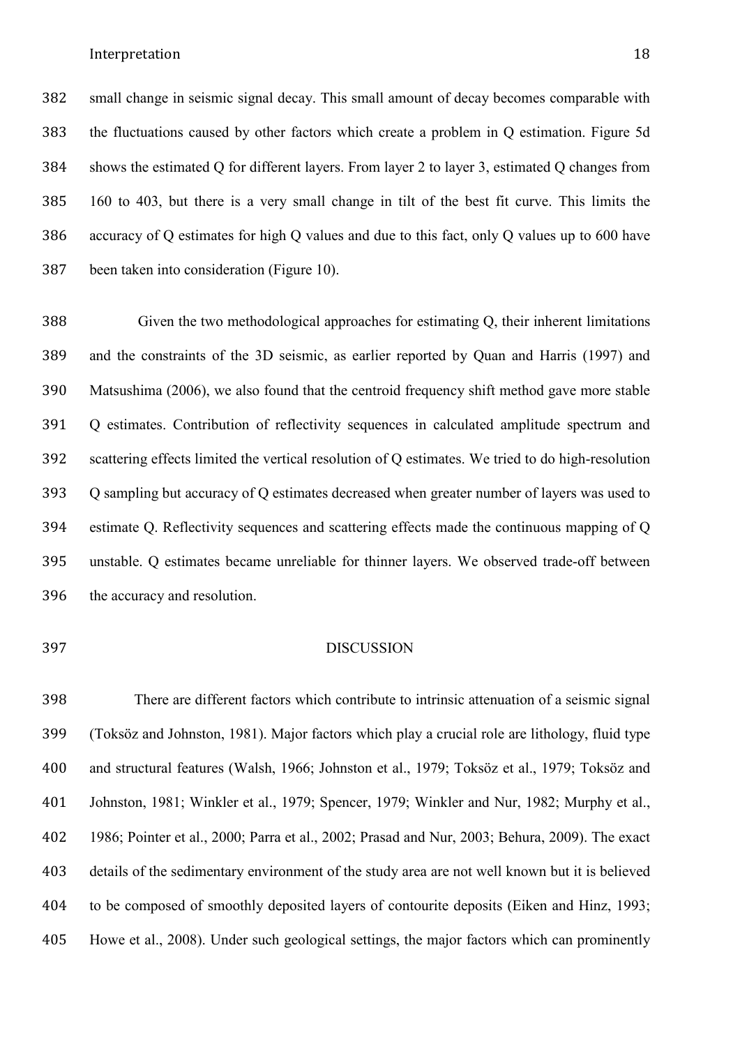small change in seismic signal decay. This small amount of decay becomes comparable with the fluctuations caused by other factors which create a problem in Q estimation. Figure 5d shows the estimated Q for different layers. From layer 2 to layer 3, estimated Q changes from 160 to 403, but there is a very small change in tilt of the best fit curve. This limits the accuracy of Q estimates for high Q values and due to this fact, only Q values up to 600 have been taken into consideration (Figure 10).

Given the two methodological approaches for estimating Q, their inherent limitations and the constraints of the 3D seismic, as earlier reported by Quan and Harris (1997) and Matsushima (2006), we also found that the centroid frequency shift method gave more stable Q estimates. Contribution of reflectivity sequences in calculated amplitude spectrum and scattering effects limited the vertical resolution of Q estimates. We tried to do high-resolution Q sampling but accuracy of Q estimates decreased when greater number of layers was used to estimate Q. Reflectivity sequences and scattering effects made the continuous mapping of Q unstable. Q estimates became unreliable for thinner layers. We observed trade-off between the accuracy and resolution.

## DISCUSSION

There are different factors which contribute to intrinsic attenuation of a seismic signal (Toksöz and Johnston, 1981). Major factors which play a crucial role are lithology, fluid type and structural features (Walsh, 1966; Johnston et al., 1979; Toksöz et al., 1979; Toksöz and Johnston, 1981; Winkler et al., 1979; Spencer, 1979; Winkler and Nur, 1982; Murphy et al., 1986; Pointer et al., 2000; Parra et al., 2002; Prasad and Nur, 2003; Behura, 2009). The exact details of the sedimentary environment of the study area are not well known but it is believed to be composed of smoothly deposited layers of contourite deposits (Eiken and Hinz, 1993; Howe et al., 2008). Under such geological settings, the major factors which can prominently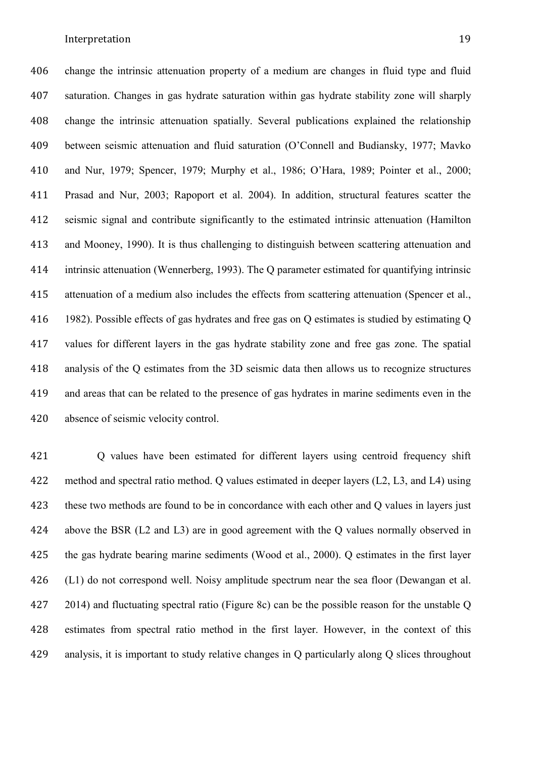change the intrinsic attenuation property of a medium are changes in fluid type and fluid saturation. Changes in gas hydrate saturation within gas hydrate stability zone will sharply change the intrinsic attenuation spatially. Several publications explained the relationship between seismic attenuation and fluid saturation (O'Connell and Budiansky, 1977; Mavko and Nur, 1979; Spencer, 1979; Murphy et al., 1986; O'Hara, 1989; Pointer et al., 2000; Prasad and Nur, 2003; Rapoport et al. 2004). In addition, structural features scatter the seismic signal and contribute significantly to the estimated intrinsic attenuation (Hamilton and Mooney, 1990). It is thus challenging to distinguish between scattering attenuation and intrinsic attenuation (Wennerberg, 1993). The Q parameter estimated for quantifying intrinsic attenuation of a medium also includes the effects from scattering attenuation (Spencer et al., 1982). Possible effects of gas hydrates and free gas on Q estimates is studied by estimating Q values for different layers in the gas hydrate stability zone and free gas zone. The spatial analysis of the Q estimates from the 3D seismic data then allows us to recognize structures and areas that can be related to the presence of gas hydrates in marine sediments even in the absence of seismic velocity control.

Q values have been estimated for different layers using centroid frequency shift method and spectral ratio method. Q values estimated in deeper layers (L2, L3, and L4) using these two methods are found to be in concordance with each other and Q values in layers just above the BSR (L2 and L3) are in good agreement with the Q values normally observed in the gas hydrate bearing marine sediments (Wood et al., 2000). Q estimates in the first layer (L1) do not correspond well. Noisy amplitude spectrum near the sea floor (Dewangan et al. 2014) and fluctuating spectral ratio (Figure 8c) can be the possible reason for the unstable Q estimates from spectral ratio method in the first layer. However, in the context of this analysis, it is important to study relative changes in Q particularly along Q slices throughout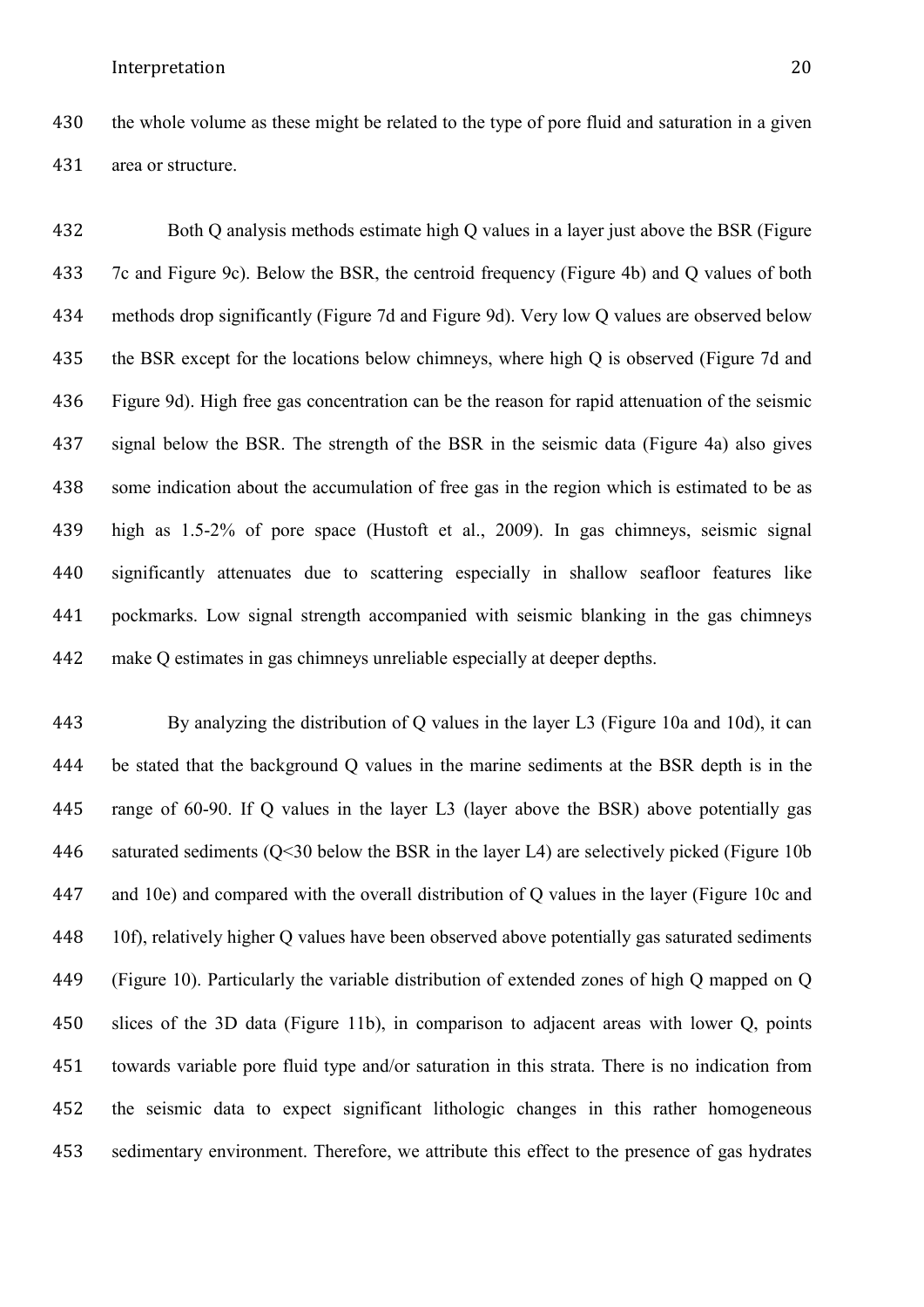the whole volume as these might be related to the type of pore fluid and saturation in a given area or structure.

Both Q analysis methods estimate high Q values in a layer just above the BSR (Figure 7c and Figure 9c). Below the BSR, the centroid frequency (Figure 4b) and Q values of both methods drop significantly (Figure 7d and Figure 9d). Very low Q values are observed below the BSR except for the locations below chimneys, where high Q is observed (Figure 7d and Figure 9d). High free gas concentration can be the reason for rapid attenuation of the seismic signal below the BSR. The strength of the BSR in the seismic data (Figure 4a) also gives some indication about the accumulation of free gas in the region which is estimated to be as high as 1.5-2% of pore space (Hustoft et al., 2009). In gas chimneys, seismic signal significantly attenuates due to scattering especially in shallow seafloor features like pockmarks. Low signal strength accompanied with seismic blanking in the gas chimneys make Q estimates in gas chimneys unreliable especially at deeper depths.

By analyzing the distribution of Q values in the layer L3 (Figure 10a and 10d), it can be stated that the background Q values in the marine sediments at the BSR depth is in the range of 60-90. If Q values in the layer L3 (layer above the BSR) above potentially gas saturated sediments ($Q<30$ below the BSR in the layer L4) are selectively picked (Figure 10b and 10e) and compared with the overall distribution of Q values in the layer (Figure 10c and 10f), relatively higher Q values have been observed above potentially gas saturated sediments (Figure 10). Particularly the variable distribution of extended zones of high Q mapped on Q slices of the 3D data (Figure 11b), in comparison to adjacent areas with lower Q, points towards variable pore fluid type and/or saturation in this strata. There is no indication from the seismic data to expect significant lithologic changes in this rather homogeneous sedimentary environment. Therefore, we attribute this effect to the presence of gas hydrates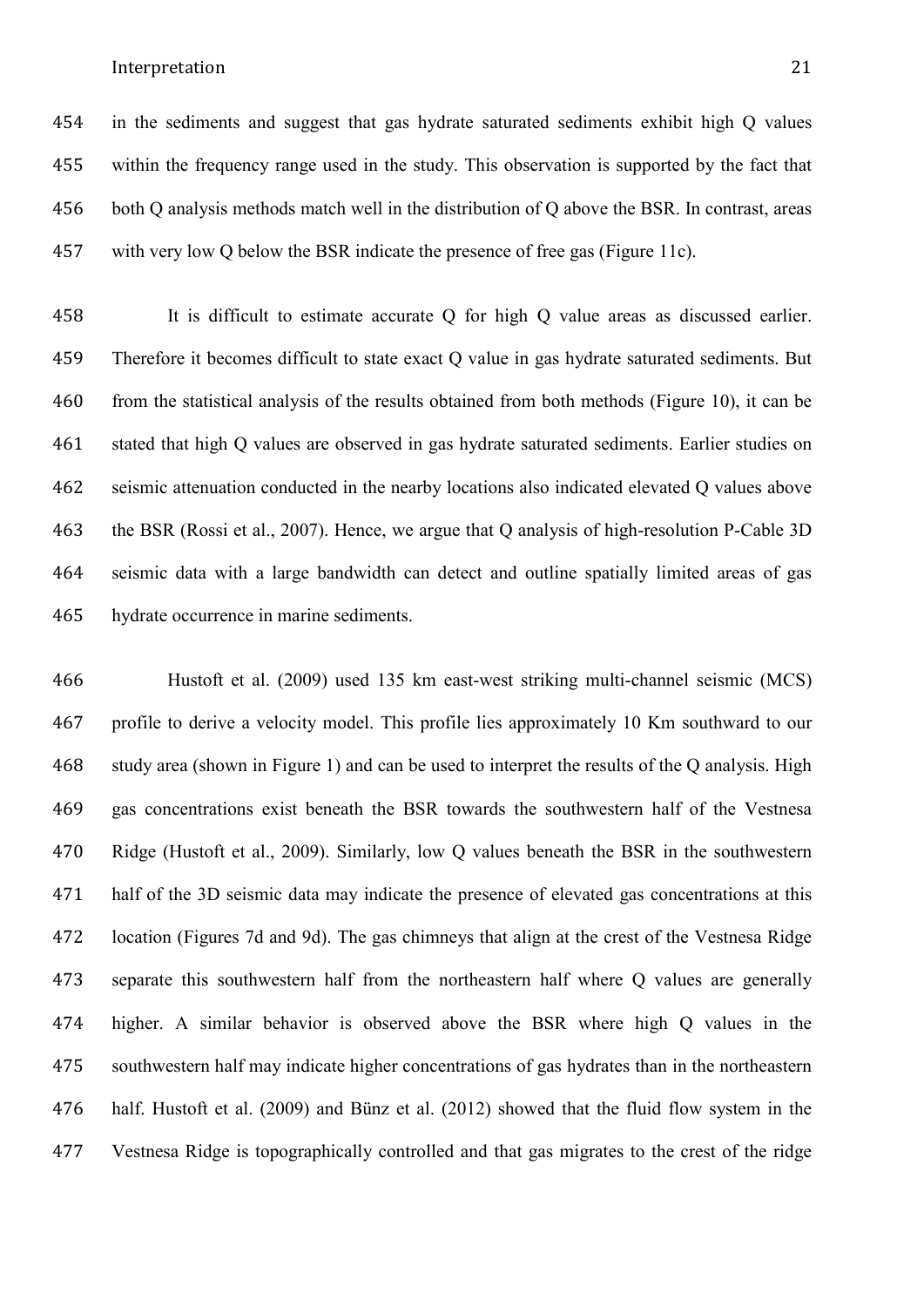in the sediments and suggest that gas hydrate saturated sediments exhibit high Q values within the frequency range used in the study. This observation is supported by the fact that both Q analysis methods match well in the distribution of Q above the BSR. In contrast, areas with very low Q below the BSR indicate the presence of free gas (Figure 11c).

It is difficult to estimate accurate Q for high Q value areas as discussed earlier. Therefore it becomes difficult to state exact Q value in gas hydrate saturated sediments. But from the statistical analysis of the results obtained from both methods (Figure 10), it can be stated that high Q values are observed in gas hydrate saturated sediments. Earlier studies on seismic attenuation conducted in the nearby locations also indicated elevated Q values above the BSR (Rossi et al., 2007). Hence, we argue that Q analysis of high-resolution P-Cable 3D seismic data with a large bandwidth can detect and outline spatially limited areas of gas hydrate occurrence in marine sediments.

Hustoft et al. (2009) used 135 km east-west striking multi-channel seismic (MCS) profile to derive a velocity model. This profile lies approximately 10 Km southward to our study area (shown in Figure 1) and can be used to interpret the results of the Q analysis. High gas concentrations exist beneath the BSR towards the southwestern half of the Vestnesa Ridge (Hustoft et al., 2009). Similarly, low Q values beneath the BSR in the southwestern half of the 3D seismic data may indicate the presence of elevated gas concentrations at this location (Figures 7d and 9d). The gas chimneys that align at the crest of the Vestnesa Ridge separate this southwestern half from the northeastern half where Q values are generally higher. A similar behavior is observed above the BSR where high Q values in the southwestern half may indicate higher concentrations of gas hydrates than in the northeastern half. Hustoft et al. (2009) and Bünz et al. (2012) showed that the fluid flow system in the Vestnesa Ridge is topographically controlled and that gas migrates to the crest of the ridge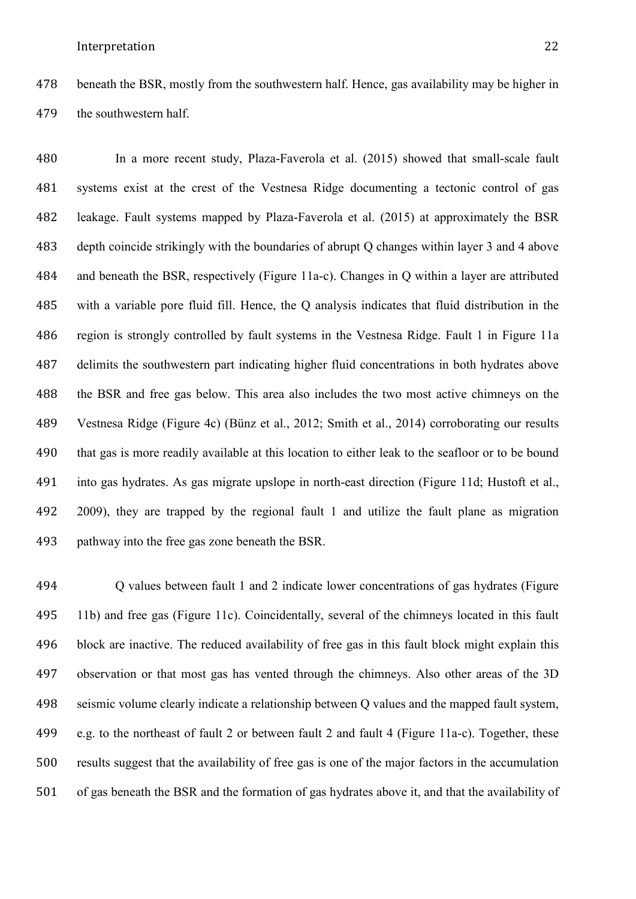beneath the BSR, mostly from the southwestern half. Hence, gas availability may be higher in the southwestern half.

In a more recent study, Plaza-Faverola et al. (2015) showed that small-scale fault systems exist at the crest of the Vestnesa Ridge documenting a tectonic control of gas leakage. Fault systems mapped by Plaza-Faverola et al. (2015) at approximately the BSR depth coincide strikingly with the boundaries of abrupt Q changes within layer 3 and 4 above and beneath the BSR, respectively (Figure 11a-c). Changes in Q within a layer are attributed with a variable pore fluid fill. Hence, the Q analysis indicates that fluid distribution in the region is strongly controlled by fault systems in the Vestnesa Ridge. Fault 1 in Figure 11a delimits the southwestern part indicating higher fluid concentrations in both hydrates above the BSR and free gas below. This area also includes the two most active chimneys on the Vestnesa Ridge (Figure 4c) (Bünz et al., 2012; Smith et al., 2014) corroborating our results that gas is more readily available at this location to either leak to the seafloor or to be bound into gas hydrates. As gas migrate upslope in north-east direction (Figure 11d; Hustoft et al., 2009), they are trapped by the regional fault 1 and utilize the fault plane as migration pathway into the free gas zone beneath the BSR.

Q values between fault 1 and 2 indicate lower concentrations of gas hydrates (Figure 11b) and free gas (Figure 11c). Coincidentally, several of the chimneys located in this fault block are inactive. The reduced availability of free gas in this fault block might explain this observation or that most gas has vented through the chimneys. Also other areas of the 3D seismic volume clearly indicate a relationship between Q values and the mapped fault system, e.g. to the northeast of fault 2 or between fault 2 and fault 4 (Figure 11a-c). Together, these results suggest that the availability of free gas is one of the major factors in the accumulation of gas beneath the BSR and the formation of gas hydrates above it, and that the availability of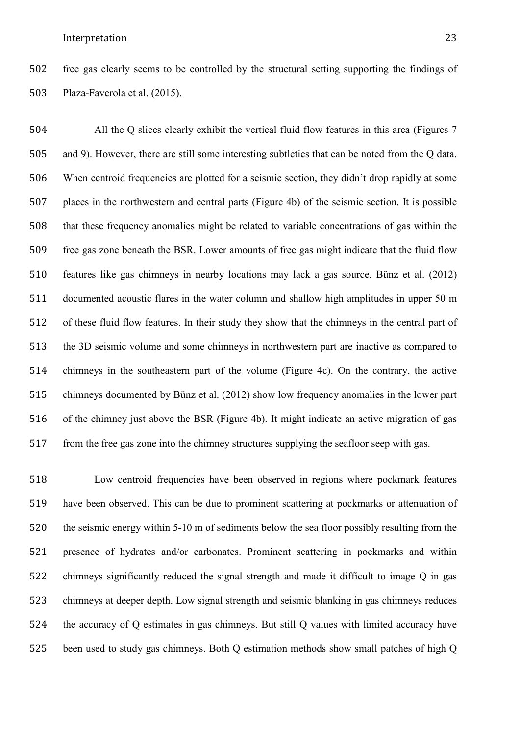free gas clearly seems to be controlled by the structural setting supporting the findings of Plaza-Faverola et al. (2015).

All the Q slices clearly exhibit the vertical fluid flow features in this area (Figures 7 and 9). However, there are still some interesting subtleties that can be noted from the Q data. When centroid frequencies are plotted for a seismic section, they didn't drop rapidly at some places in the northwestern and central parts (Figure 4b) of the seismic section. It is possible that these frequency anomalies might be related to variable concentrations of gas within the free gas zone beneath the BSR. Lower amounts of free gas might indicate that the fluid flow features like gas chimneys in nearby locations may lack a gas source. Bünz et al. (2012) documented acoustic flares in the water column and shallow high amplitudes in upper 50 m of these fluid flow features. In their study they show that the chimneys in the central part of the 3D seismic volume and some chimneys in northwestern part are inactive as compared to chimneys in the southeastern part of the volume (Figure 4c). On the contrary, the active chimneys documented by Bünz et al. (2012) show low frequency anomalies in the lower part of the chimney just above the BSR (Figure 4b). It might indicate an active migration of gas from the free gas zone into the chimney structures supplying the seafloor seep with gas.

Low centroid frequencies have been observed in regions where pockmark features have been observed. This can be due to prominent scattering at pockmarks or attenuation of the seismic energy within 5-10 m of sediments below the sea floor possibly resulting from the presence of hydrates and/or carbonates. Prominent scattering in pockmarks and within chimneys significantly reduced the signal strength and made it difficult to image Q in gas chimneys at deeper depth. Low signal strength and seismic blanking in gas chimneys reduces the accuracy of Q estimates in gas chimneys. But still Q values with limited accuracy have been used to study gas chimneys. Both Q estimation methods show small patches of high Q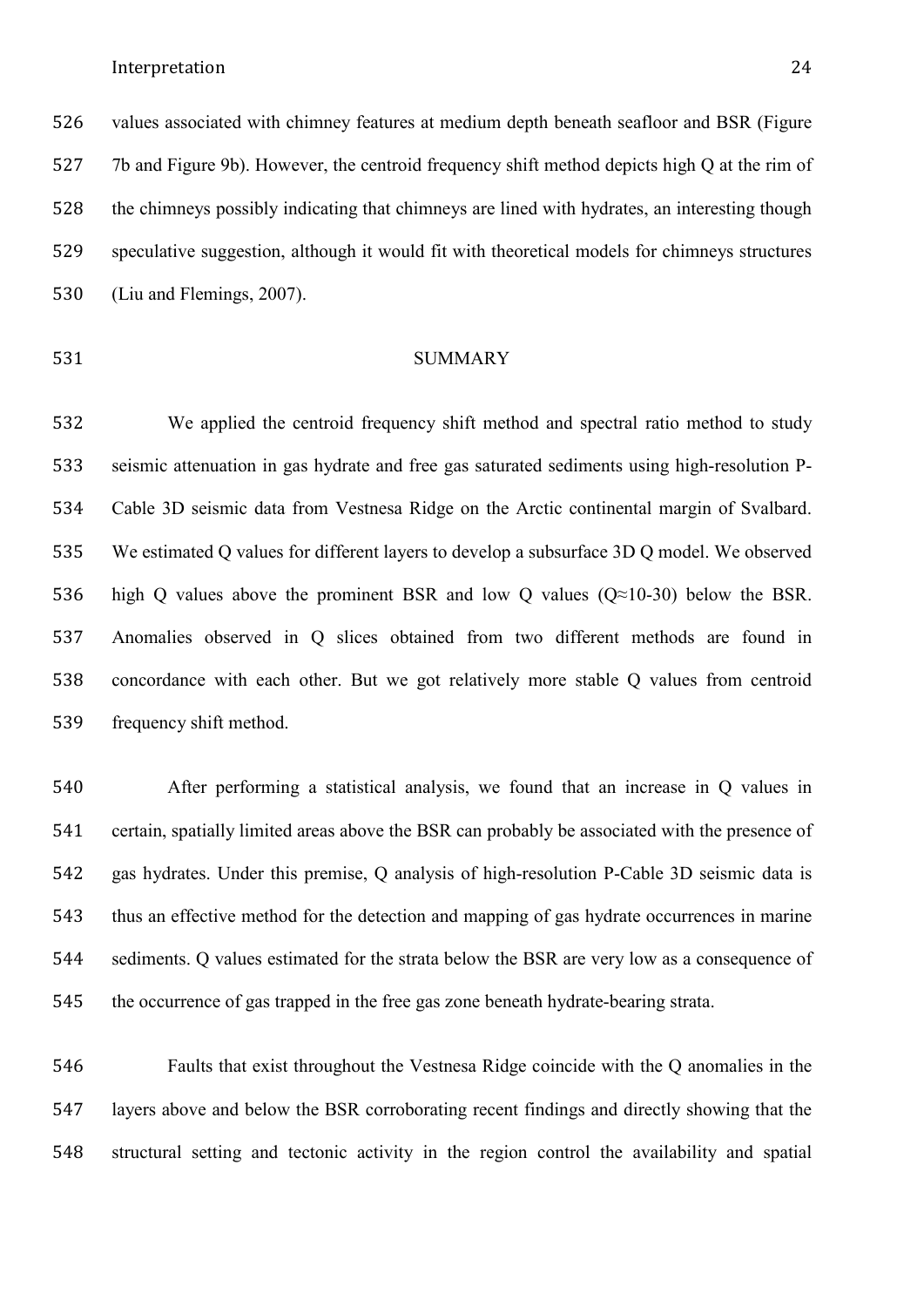values associated with chimney features at medium depth beneath seafloor and BSR (Figure 7b and Figure 9b). However, the centroid frequency shift method depicts high Q at the rim of the chimneys possibly indicating that chimneys are lined with hydrates, an interesting though speculative suggestion, although it would fit with theoretical models for chimneys structures (Liu and Flemings, 2007).

## SUMMARY

We applied the centroid frequency shift method and spectral ratio method to study seismic attenuation in gas hydrate and free gas saturated sediments using high-resolution P-Cable 3D seismic data from Vestnesa Ridge on the Arctic continental margin of Svalbard. We estimated Q values for different layers to develop a subsurface 3D Q model. We observed high Q values above the prominent BSR and low Q values ($Q \approx 10\text{-}30$) below the BSR. Anomalies observed in Q slices obtained from two different methods are found in concordance with each other. But we got relatively more stable Q values from centroid frequency shift method.

After performing a statistical analysis, we found that an increase in Q values in certain, spatially limited areas above the BSR can probably be associated with the presence of gas hydrates. Under this premise, Q analysis of high-resolution P-Cable 3D seismic data is thus an effective method for the detection and mapping of gas hydrate occurrences in marine sediments. Q values estimated for the strata below the BSR are very low as a consequence of the occurrence of gas trapped in the free gas zone beneath hydrate-bearing strata.

Faults that exist throughout the Vestnesa Ridge coincide with the Q anomalies in the layers above and below the BSR corroborating recent findings and directly showing that the structural setting and tectonic activity in the region control the availability and spatial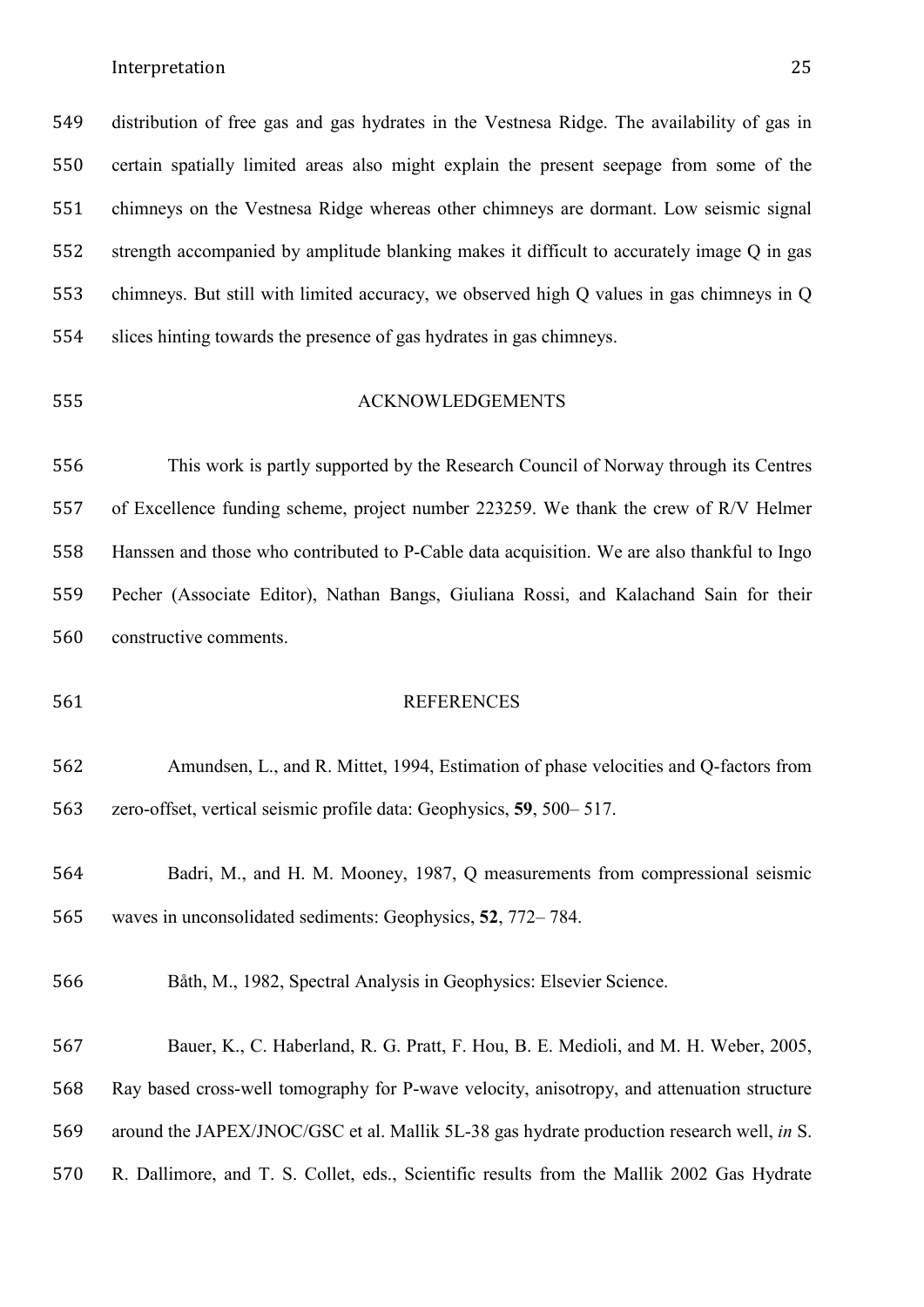distribution of free gas and gas hydrates in the Vestnesa Ridge. The availability of gas in certain spatially limited areas also might explain the present seepage from some of the chimneys on the Vestnesa Ridge whereas other chimneys are dormant. Low seismic signal strength accompanied by amplitude blanking makes it difficult to accurately image Q in gas chimneys. But still with limited accuracy, we observed high Q values in gas chimneys in Q slices hinting towards the presence of gas hydrates in gas chimneys.

## ACKNOWLEDGEMENTS

This work is partly supported by the Research Council of Norway through its Centres of Excellence funding scheme, project number 223259. We thank the crew of R/V Helmer Hanssen and those who contributed to P-Cable data acquisition. We are also thankful to Ingo Pecher (Associate Editor), Nathan Bangs, Giuliana Rossi, and Kalachand Sain for their constructive comments.

## REFERENCES

Amundsen, L., and R. Mittet, 1994, Estimation of phase velocities and Q-factors from zero-offset, vertical seismic profile data: Geophysics, **59**, 500– 517.

Badri, M., and H. M. Mooney, 1987, Q measurements from compressional seismic waves in unconsolidated sediments: Geophysics, **52**, 772– 784.

Båth, M., 1982, Spectral Analysis in Geophysics: Elsevier Science.

Bauer, K., C. Haberland, R. G. Pratt, F. Hou, B. E. Medioli, and M. H. Weber, 2005, Ray based cross-well tomography for P-wave velocity, anisotropy, and attenuation structure around the JAPEX/JNOC/GSC et al. Mallik 5L-38 gas hydrate production research well, *in* S. R. Dallimore, and T. S. Collet, eds., Scientific results from the Mallik 2002 Gas Hydrate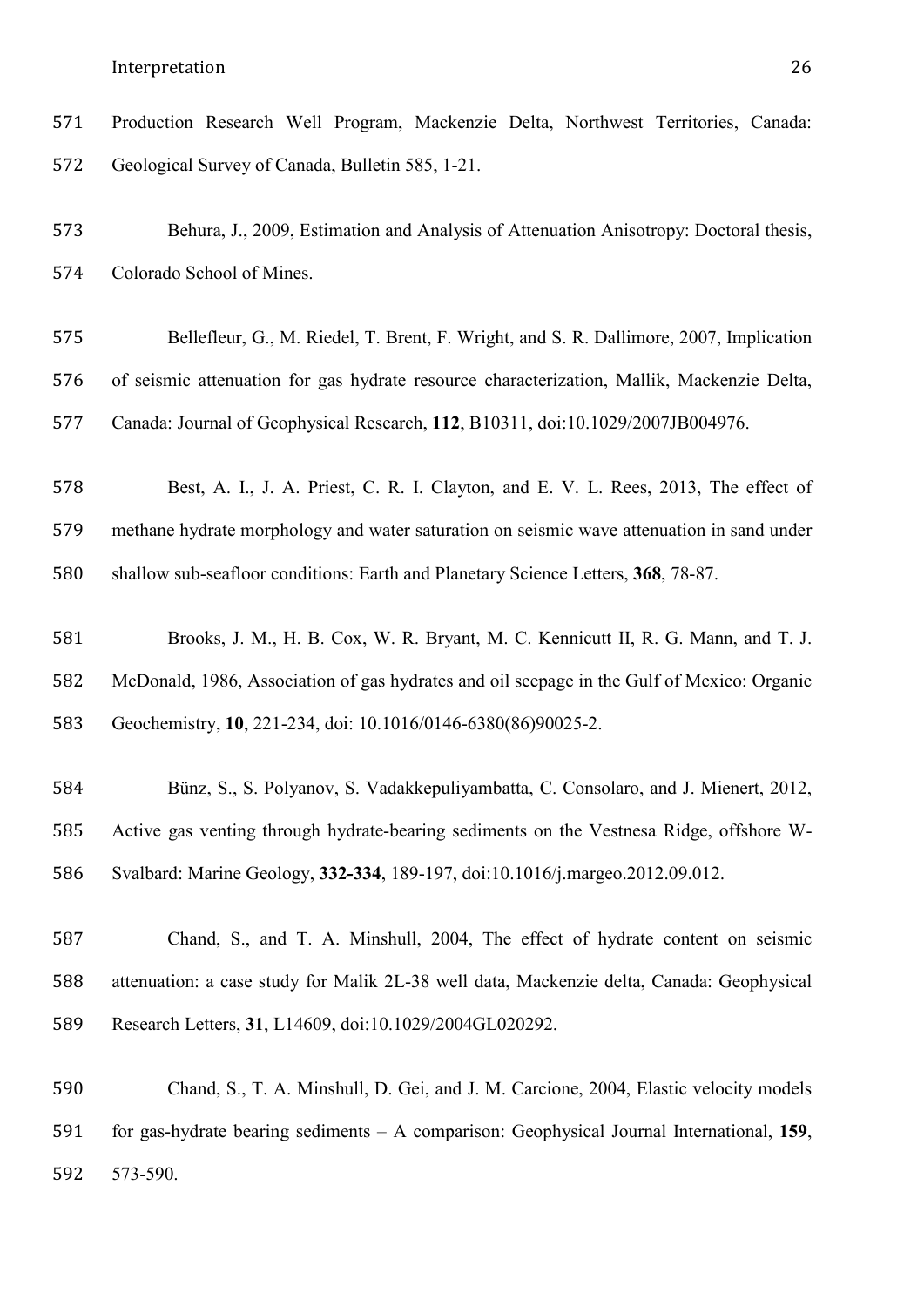Production Research Well Program, Mackenzie Delta, Northwest Territories, Canada: Geological Survey of Canada, Bulletin 585, 1-21.

Behura, J., 2009, Estimation and Analysis of Attenuation Anisotropy: Doctoral thesis, Colorado School of Mines.

Bellefleur, G., M. Riedel, T. Brent, F. Wright, and S. R. Dallimore, 2007, Implication of seismic attenuation for gas hydrate resource characterization, Mallik, Mackenzie Delta, Canada: Journal of Geophysical Research, **112**, B10311, doi:10.1029/2007JB004976.

Best, A. I., J. A. Priest, C. R. I. Clayton, and E. V. L. Rees, 2013, The effect of methane hydrate morphology and water saturation on seismic wave attenuation in sand under shallow sub-seafloor conditions: Earth and Planetary Science Letters, **368**, 78-87.

Brooks, J. M., H. B. Cox, W. R. Bryant, M. C. Kennicutt II, R. G. Mann, and T. J. McDonald, 1986, Association of gas hydrates and oil seepage in the Gulf of Mexico: Organic Geochemistry, **10**, 221-234, doi: 10.1016/0146-6380(86)90025-2.

Bünz, S., S. Polyanov, S. Vadakkepuliyambatta, C. Consolaro, and J. Mienert, 2012, Active gas venting through hydrate-bearing sediments on the Vestnesa Ridge, offshore W-Svalbard: Marine Geology, **332-334**, 189-197, doi:10.1016/j.margeo.2012.09.012.

Chand, S., and T. A. Minshull, 2004, The effect of hydrate content on seismic attenuation: a case study for Malik 2L-38 well data, Mackenzie delta, Canada: Geophysical Research Letters, **31**, L14609, doi:10.1029/2004GL020292.

Chand, S., T. A. Minshull, D. Gei, and J. M. Carcione, 2004, Elastic velocity models for gas-hydrate bearing sediments – A comparison: Geophysical Journal International, **159**, 573-590.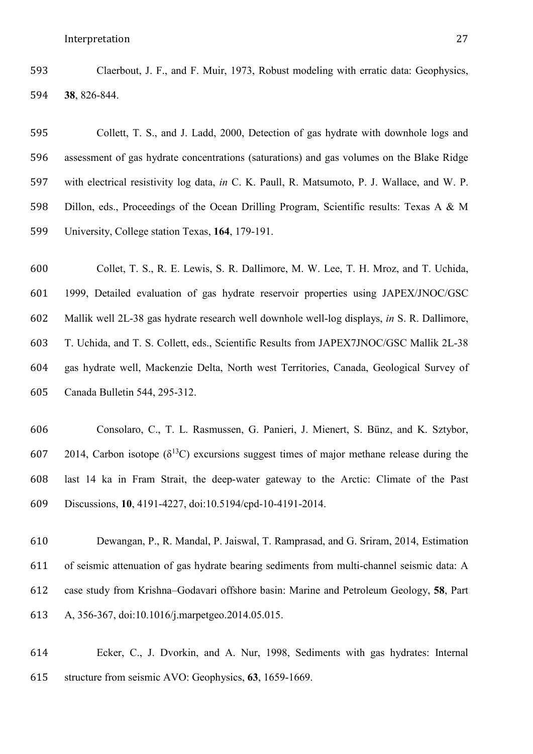Claerbout, J. F., and F. Muir, 1973, Robust modeling with erratic data: Geophysics, **38**, 826-844.

Collett, T. S., and J. Ladd, 2000, Detection of gas hydrate with downhole logs and assessment of gas hydrate concentrations (saturations) and gas volumes on the Blake Ridge with electrical resistivity log data, *in* C. K. Paull, R. Matsumoto, P. J. Wallace, and W. P. Dillon, eds., Proceedings of the Ocean Drilling Program, Scientific results: Texas A & M University, College station Texas, **164**, 179-191.

Collet, T. S., R. E. Lewis, S. R. Dallimore, M. W. Lee, T. H. Mroz, and T. Uchida, 1999, Detailed evaluation of gas hydrate reservoir properties using JAPEX/JNOC/GSC Mallik well 2L-38 gas hydrate research well downhole well-log displays, *in* S. R. Dallimore, T. Uchida, and T. S. Collett, eds., Scientific Results from JAPEX7JNOC/GSC Mallik 2L-38 gas hydrate well, Mackenzie Delta, North west Territories, Canada, Geological Survey of Canada Bulletin 544, 295-312.

Consolaro, C., T. L. Rasmussen, G. Panieri, J. Mienert, S. Bünz, and K. Sztybor, 2014, Carbon isotope ($\delta^{13}$C) excursions suggest times of major methane release during the last 14 ka in Fram Strait, the deep-water gateway to the Arctic: Climate of the Past Discussions, **10**, 4191-4227, doi:10.5194/cpd-10-4191-2014.

Dewangan, P., R. Mandal, P. Jaiswal, T. Ramprasad, and G. Sriram, 2014, Estimation of seismic attenuation of gas hydrate bearing sediments from multi-channel seismic data: A case study from Krishna–Godavari offshore basin: Marine and Petroleum Geology, **58**, Part A, 356-367, doi:10.1016/j.marpetgeo.2014.05.015.

Ecker, C., J. Dvorkin, and A. Nur, 1998, Sediments with gas hydrates: Internal structure from seismic AVO: Geophysics, **63**, 1659-1669.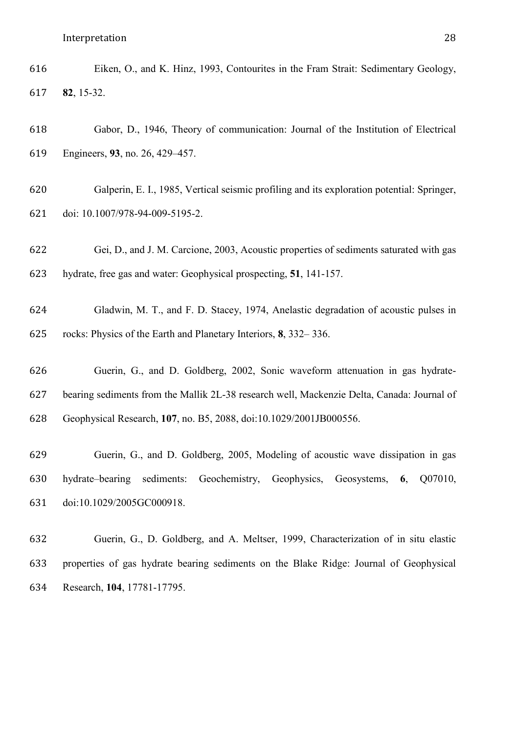Eiken, O., and K. Hinz, 1993, Contourites in the Fram Strait: Sedimentary Geology, **82**, 15-32.

Gabor, D., 1946, Theory of communication: Journal of the Institution of Electrical Engineers, **93**, no. 26, 429–457.

Galperin, E. I., 1985, Vertical seismic profiling and its exploration potential: Springer, doi: 10.1007/978-94-009-5195-2.

Gei, D., and J. M. Carcione, 2003, Acoustic properties of sediments saturated with gas hydrate, free gas and water: Geophysical prospecting, **51**, 141-157.

Gladwin, M. T., and F. D. Stacey, 1974, Anelastic degradation of acoustic pulses in rocks: Physics of the Earth and Planetary Interiors, **8**, 332– 336.

Guerin, G., and D. Goldberg, 2002, Sonic waveform attenuation in gas hydrate-bearing sediments from the Mallik 2L-38 research well, Mackenzie Delta, Canada: Journal of Geophysical Research, **107**, no. B5, 2088, doi:10.1029/2001JB000556.

Guerin, G., and D. Goldberg, 2005, Modeling of acoustic wave dissipation in gas hydrate–bearing sediments: Geochemistry, Geophysics, Geosystems, **6**, Q07010, doi:10.1029/2005GC000918.

Guerin, G., D. Goldberg, and A. Meltser, 1999, Characterization of in situ elastic properties of gas hydrate bearing sediments on the Blake Ridge: Journal of Geophysical Research, **104**, 17781-17795.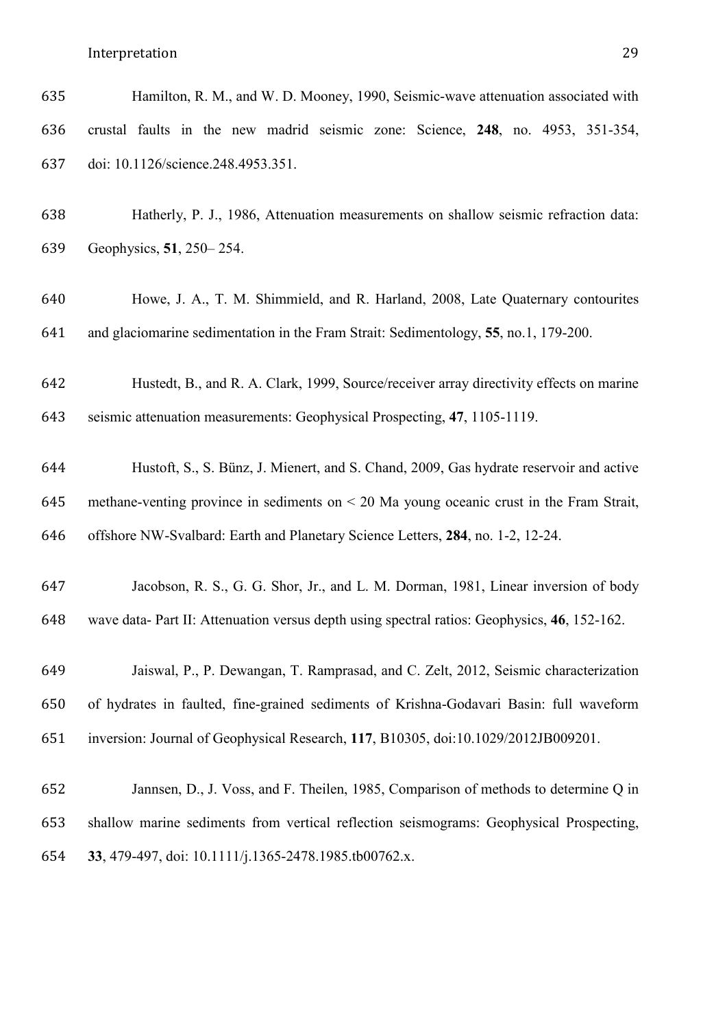Hamilton, R. M., and W. D. Mooney, 1990, Seismic-wave attenuation associated with crustal faults in the new madrid seismic zone: Science, **248**, no. 4953, 351-354, doi: 10.1126/science.248.4953.351.

Hatherly, P. J., 1986, Attenuation measurements on shallow seismic refraction data: Geophysics, **51**, 250– 254.

Howe, J. A., T. M. Shimmield, and R. Harland, 2008, Late Quaternary contourites and glaciomarine sedimentation in the Fram Strait: Sedimentology, **55**, no.1, 179-200.

Hustedt, B., and R. A. Clark, 1999, Source/receiver array directivity effects on marine seismic attenuation measurements: Geophysical Prospecting, **47**, 1105-1119.

Hustoft, S., S. Bünz, J. Mienert, and S. Chand, 2009, Gas hydrate reservoir and active methane-venting province in sediments on < 20 Ma young oceanic crust in the Fram Strait, offshore NW-Svalbard: Earth and Planetary Science Letters, **284**, no. 1-2, 12-24.

Jacobson, R. S., G. G. Shor, Jr., and L. M. Dorman, 1981, Linear inversion of body wave data- Part II: Attenuation versus depth using spectral ratios: Geophysics, **46**, 152-162.

Jaiswal, P., P. Dewangan, T. Ramprasad, and C. Zelt, 2012, Seismic characterization of hydrates in faulted, fine-grained sediments of Krishna-Godavari Basin: full waveform inversion: Journal of Geophysical Research, **117**, B10305, doi:10.1029/2012JB009201.

Jannsen, D., J. Voss, and F. Theilen, 1985, Comparison of methods to determine Q in shallow marine sediments from vertical reflection seismograms: Geophysical Prospecting, **33**, 479-497, doi: 10.1111/j.1365-2478.1985.tb00762.x.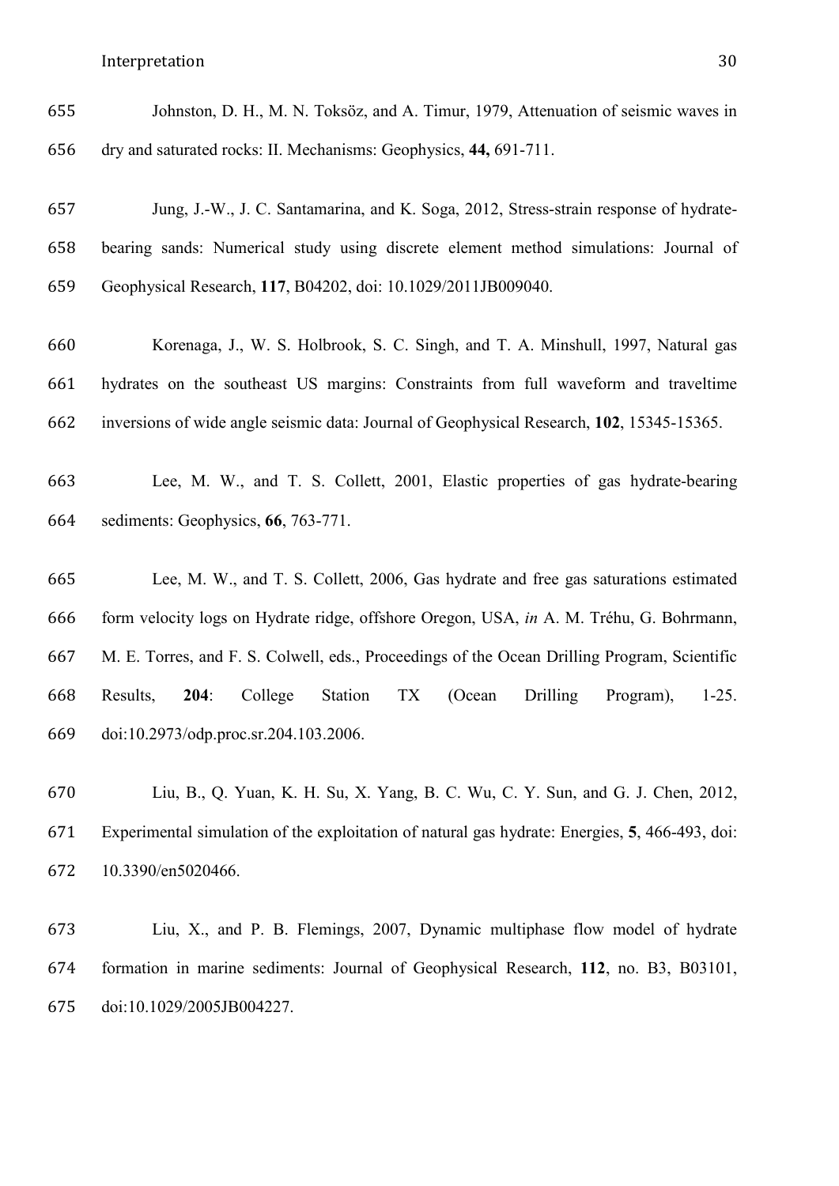Johnston, D. H., M. N. Toksöz, and A. Timur, 1979, Attenuation of seismic waves in dry and saturated rocks: II. Mechanisms: Geophysics, **44,** 691-711.

Jung, J.-W., J. C. Santamarina, and K. Soga, 2012, Stress-strain response of hydrate-bearing sands: Numerical study using discrete element method simulations: Journal of Geophysical Research, **117**, B04202, doi: 10.1029/2011JB009040.

Korenaga, J., W. S. Holbrook, S. C. Singh, and T. A. Minshull, 1997, Natural gas hydrates on the southeast US margins: Constraints from full waveform and traveltime inversions of wide angle seismic data: Journal of Geophysical Research, **102**, 15345-15365.

Lee, M. W., and T. S. Collett, 2001, Elastic properties of gas hydrate-bearing sediments: Geophysics, **66**, 763-771.

Lee, M. W., and T. S. Collett, 2006, Gas hydrate and free gas saturations estimated form velocity logs on Hydrate ridge, offshore Oregon, USA, *in* A. M. Tréhu, G. Bohrmann, M. E. Torres, and F. S. Colwell, eds., Proceedings of the Ocean Drilling Program, Scientific Results, **204**: College Station TX (Ocean Drilling Program), 1-25. doi:10.2973/odp.proc.sr.204.103.2006.

Liu, B., Q. Yuan, K. H. Su, X. Yang, B. C. Wu, C. Y. Sun, and G. J. Chen, 2012, Experimental simulation of the exploitation of natural gas hydrate: Energies, **5**, 466-493, doi: 10.3390/en5020466.

Liu, X., and P. B. Flemings, 2007, Dynamic multiphase flow model of hydrate formation in marine sediments: Journal of Geophysical Research, **112**, no. B3, B03101, doi:10.1029/2005JB004227.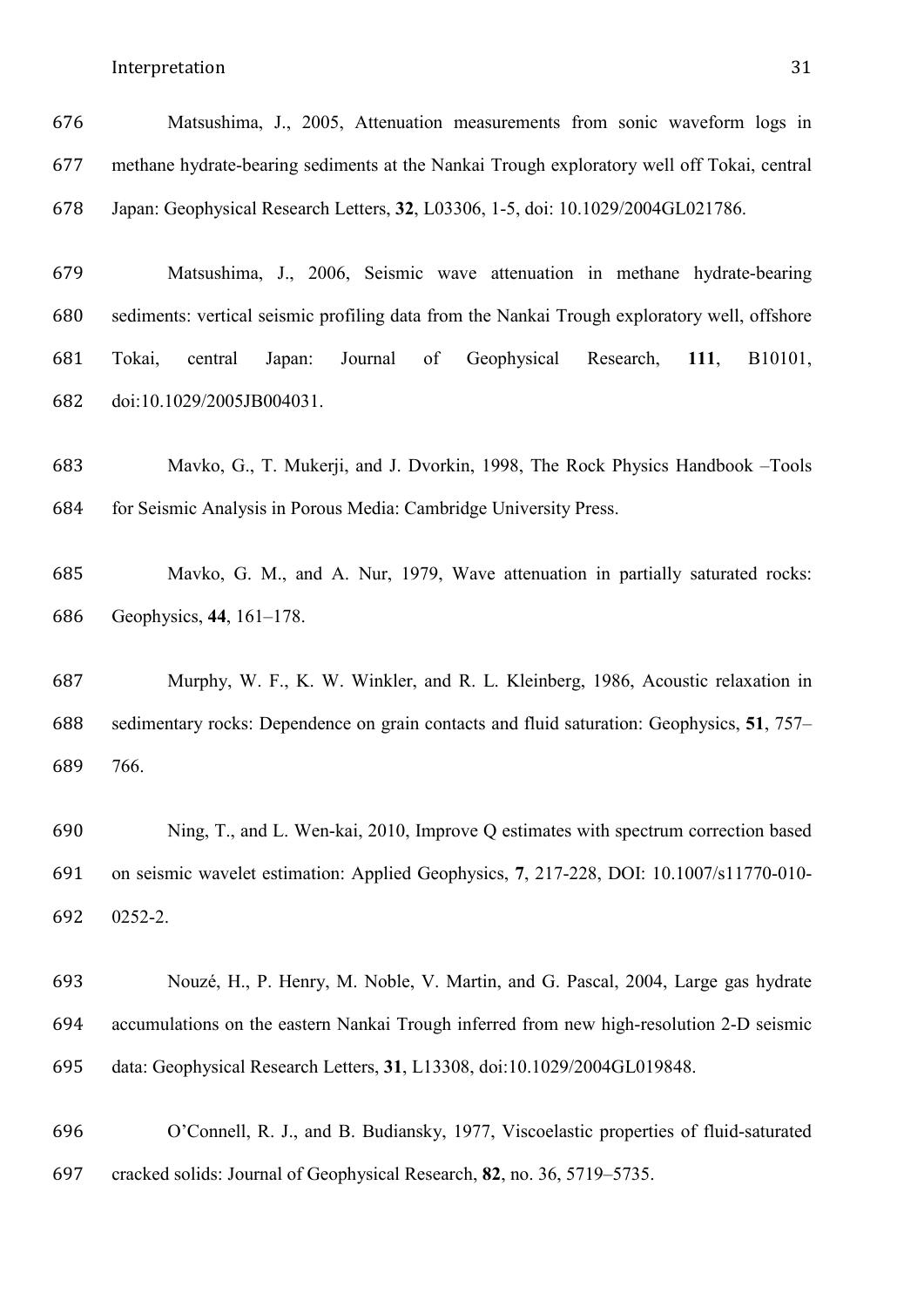Matsushima, J., 2005, Attenuation measurements from sonic waveform logs in methane hydrate-bearing sediments at the Nankai Trough exploratory well off Tokai, central Japan: Geophysical Research Letters, **32**, L03306, 1-5, doi: 10.1029/2004GL021786.

Matsushima, J., 2006, Seismic wave attenuation in methane hydrate-bearing sediments: vertical seismic profiling data from the Nankai Trough exploratory well, offshore Tokai, central Japan: Journal of Geophysical Research, **111**, B10101, doi:10.1029/2005JB004031.

Mavko, G., T. Mukerji, and J. Dvorkin, 1998, The Rock Physics Handbook –Tools for Seismic Analysis in Porous Media: Cambridge University Press.

Mavko, G. M., and A. Nur, 1979, Wave attenuation in partially saturated rocks: Geophysics, **44**, 161–178.

Murphy, W. F., K. W. Winkler, and R. L. Kleinberg, 1986, Acoustic relaxation in sedimentary rocks: Dependence on grain contacts and fluid saturation: Geophysics, **51**, 757–766.

Ning, T., and L. Wen-kai, 2010, Improve Q estimates with spectrum correction based on seismic wavelet estimation: Applied Geophysics, **7**, 217-228, DOI: 10.1007/s11770-010-0252-2.

Nouzé, H., P. Henry, M. Noble, V. Martin, and G. Pascal, 2004, Large gas hydrate accumulations on the eastern Nankai Trough inferred from new high-resolution 2-D seismic data: Geophysical Research Letters, **31**, L13308, doi:10.1029/2004GL019848.

O'Connell, R. J., and B. Budiansky, 1977, Viscoelastic properties of fluid-saturated cracked solids: Journal of Geophysical Research, **82**, no. 36, 5719–5735.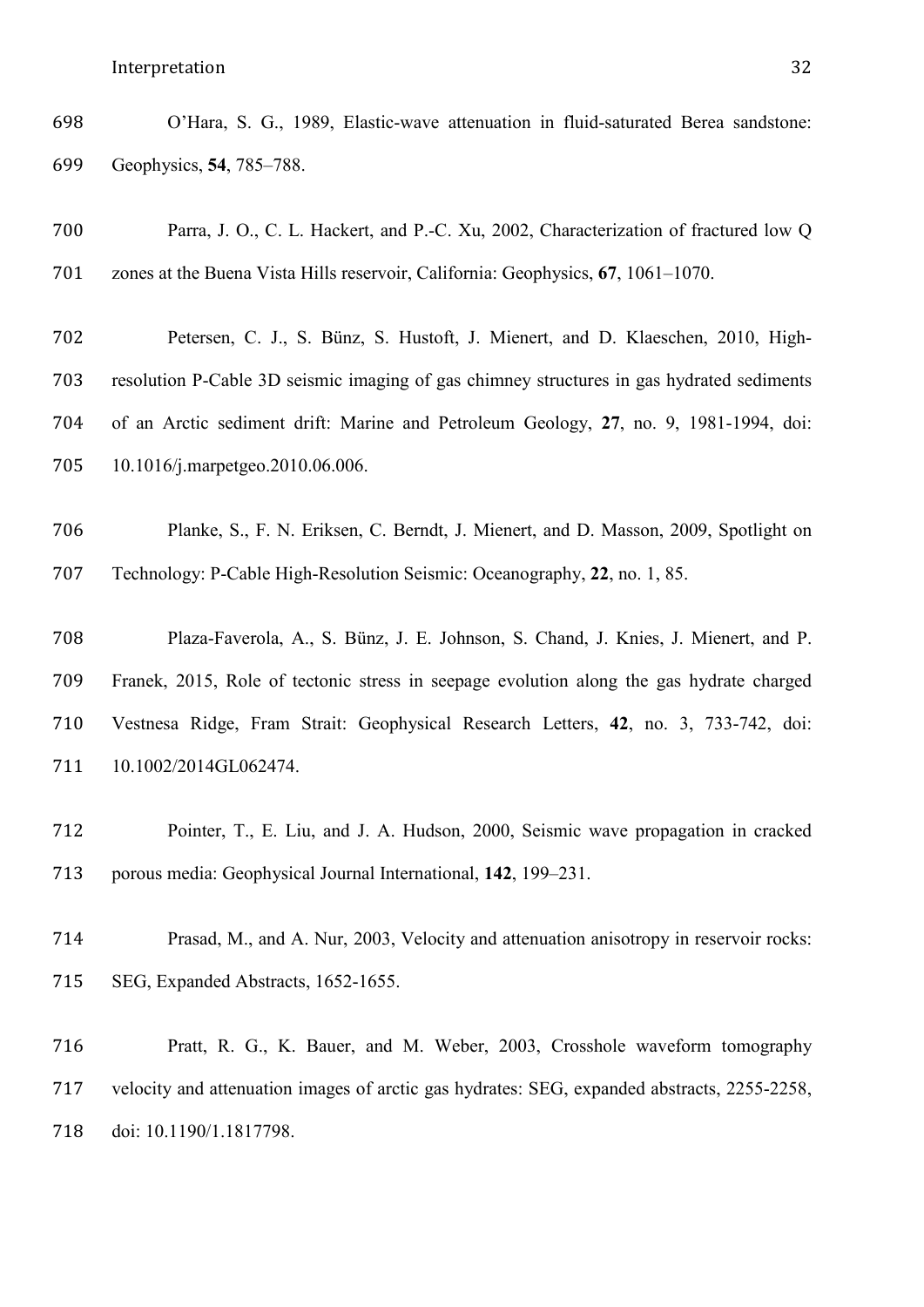O'Hara, S. G., 1989, Elastic-wave attenuation in fluid-saturated Berea sandstone: Geophysics, **54**, 785–788.

Parra, J. O., C. L. Hackert, and P.-C. Xu, 2002, Characterization of fractured low Q zones at the Buena Vista Hills reservoir, California: Geophysics, **67**, 1061–1070.

Petersen, C. J., S. Bünz, S. Hustoft, J. Mienert, and D. Klaeschen, 2010, High-resolution P-Cable 3D seismic imaging of gas chimney structures in gas hydrated sediments of an Arctic sediment drift: Marine and Petroleum Geology, **27**, no. 9, 1981-1994, doi: 10.1016/j.marpetgeo.2010.06.006.

Planke, S., F. N. Eriksen, C. Berndt, J. Mienert, and D. Masson, 2009, Spotlight on Technology: P-Cable High-Resolution Seismic: Oceanography, **22**, no. 1, 85.

Plaza-Faverola, A., S. Bünz, J. E. Johnson, S. Chand, J. Knies, J. Mienert, and P. Franek, 2015, Role of tectonic stress in seepage evolution along the gas hydrate charged Vestnesa Ridge, Fram Strait: Geophysical Research Letters, **42**, no. 3, 733-742, doi: 10.1002/2014GL062474.

Pointer, T., E. Liu, and J. A. Hudson, 2000, Seismic wave propagation in cracked porous media: Geophysical Journal International, **142**, 199–231.

Prasad, M., and A. Nur, 2003, Velocity and attenuation anisotropy in reservoir rocks: SEG, Expanded Abstracts, 1652-1655.

Pratt, R. G., K. Bauer, and M. Weber, 2003, Crosshole waveform tomography velocity and attenuation images of arctic gas hydrates: SEG, expanded abstracts, 2255-2258, doi: 10.1190/1.1817798.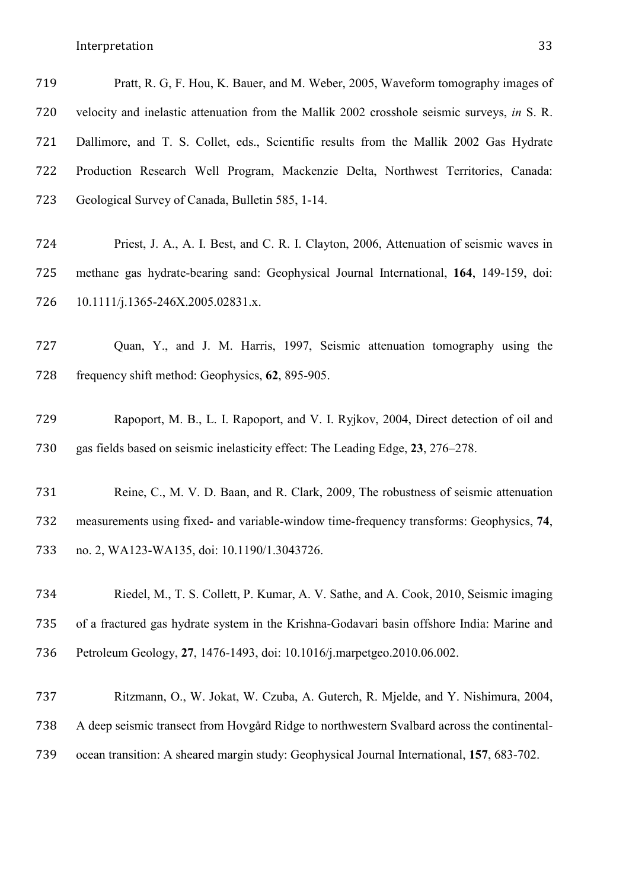Pratt, R. G, F. Hou, K. Bauer, and M. Weber, 2005, Waveform tomography images of velocity and inelastic attenuation from the Mallik 2002 crosshole seismic surveys, *in* S. R. Dallimore, and T. S. Collet, eds., Scientific results from the Mallik 2002 Gas Hydrate Production Research Well Program, Mackenzie Delta, Northwest Territories, Canada: Geological Survey of Canada, Bulletin 585, 1-14.

Priest, J. A., A. I. Best, and C. R. I. Clayton, 2006, Attenuation of seismic waves in methane gas hydrate-bearing sand: Geophysical Journal International, **164**, 149-159, doi: 10.1111/j.1365-246X.2005.02831.x.

Quan, Y., and J. M. Harris, 1997, Seismic attenuation tomography using the frequency shift method: Geophysics, **62**, 895-905.

Rapoport, M. B., L. I. Rapoport, and V. I. Ryjkov, 2004, Direct detection of oil and gas fields based on seismic inelasticity effect: The Leading Edge, **23**, 276–278.

Reine, C., M. V. D. Baan, and R. Clark, 2009, The robustness of seismic attenuation measurements using fixed- and variable-window time-frequency transforms: Geophysics, **74**, no. 2, WA123-WA135, doi: 10.1190/1.3043726.

Riedel, M., T. S. Collett, P. Kumar, A. V. Sathe, and A. Cook, 2010, Seismic imaging of a fractured gas hydrate system in the Krishna-Godavari basin offshore India: Marine and Petroleum Geology, **27**, 1476-1493, doi: 10.1016/j.marpetgeo.2010.06.002.

Ritzmann, O., W. Jokat, W. Czuba, A. Guterch, R. Mjelde, and Y. Nishimura, 2004, A deep seismic transect from Hovgård Ridge to northwestern Svalbard across the continental-ocean transition: A sheared margin study: Geophysical Journal International, **157**, 683-702.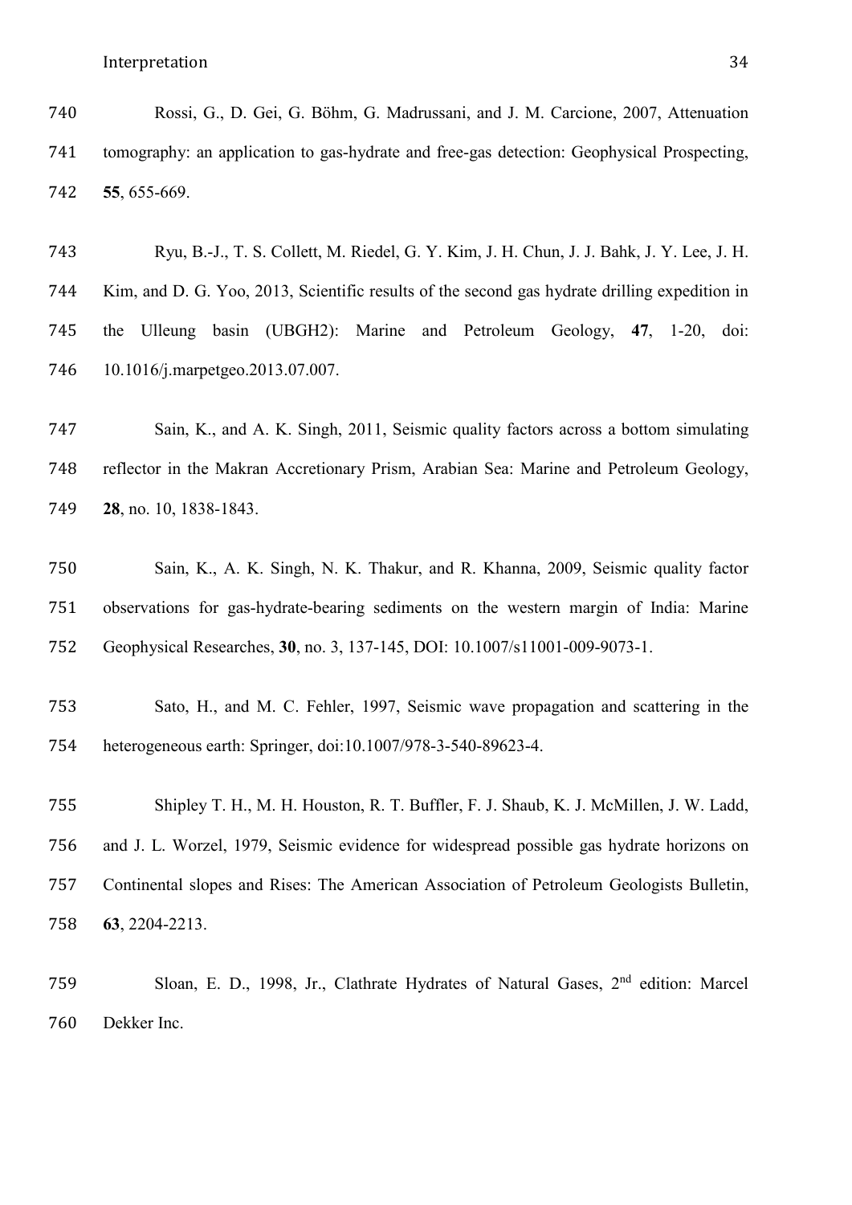Rossi, G., D. Gei, G. Böhm, G. Madrussani, and J. M. Carcione, 2007, Attenuation tomography: an application to gas-hydrate and free-gas detection: Geophysical Prospecting, **55**, 655-669.

Ryu, B.-J., T. S. Collett, M. Riedel, G. Y. Kim, J. H. Chun, J. J. Bahk, J. Y. Lee, J. H. Kim, and D. G. Yoo, 2013, Scientific results of the second gas hydrate drilling expedition in the Ulleung basin (UBGH2): Marine and Petroleum Geology, **47**, 1-20, doi: 10.1016/j.marpetgeo.2013.07.007.

Sain, K., and A. K. Singh, 2011, Seismic quality factors across a bottom simulating reflector in the Makran Accretionary Prism, Arabian Sea: Marine and Petroleum Geology, **28**, no. 10, 1838-1843.

Sain, K., A. K. Singh, N. K. Thakur, and R. Khanna, 2009, Seismic quality factor observations for gas-hydrate-bearing sediments on the western margin of India: Marine Geophysical Researches, **30**, no. 3, 137-145, DOI: 10.1007/s11001-009-9073-1.

Sato, H., and M. C. Fehler, 1997, Seismic wave propagation and scattering in the heterogeneous earth: Springer, doi:10.1007/978-3-540-89623-4.

Shipley T. H., M. H. Houston, R. T. Buffler, F. J. Shaub, K. J. McMillen, J. W. Ladd, and J. L. Worzel, 1979, Seismic evidence for widespread possible gas hydrate horizons on Continental slopes and Rises: The American Association of Petroleum Geologists Bulletin, **63**, 2204-2213.

Sloan, E. D., 1998, Jr., Clathrate Hydrates of Natural Gases, 2nd edition: Marcel Dekker Inc.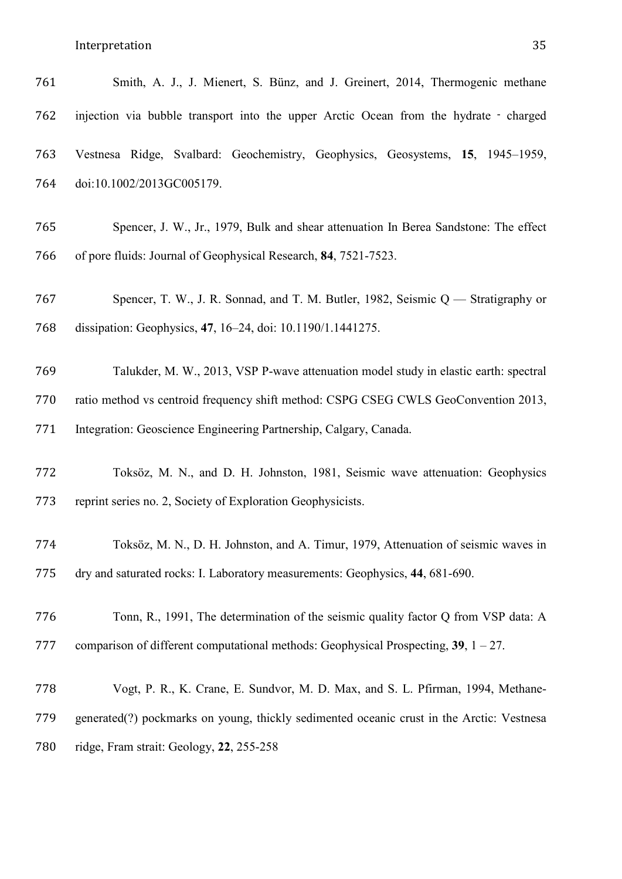Smith, A. J., J. Mienert, S. Bünz, and J. Greinert, 2014, Thermogenic methane injection via bubble transport into the upper Arctic Ocean from the hydrate‐charged Vestnesa Ridge, Svalbard: Geochemistry, Geophysics, Geosystems, **15**, 1945–1959, doi:10.1002/2013GC005179.

Spencer, J. W., Jr., 1979, Bulk and shear attenuation In Berea Sandstone: The effect of pore fluids: Journal of Geophysical Research, **84**, 7521-7523.

Spencer, T. W., J. R. Sonnad, and T. M. Butler, 1982, Seismic Q — Stratigraphy or dissipation: Geophysics, **47**, 16–24, doi: 10.1190/1.1441275.

Talukder, M. W., 2013, VSP P-wave attenuation model study in elastic earth: spectral ratio method vs centroid frequency shift method: CSPG CSEG CWLS GeoConvention 2013, Integration: Geoscience Engineering Partnership, Calgary, Canada.

Toksöz, M. N., and D. H. Johnston, 1981, Seismic wave attenuation: Geophysics reprint series no. 2, Society of Exploration Geophysicists.

Toksöz, M. N., D. H. Johnston, and A. Timur, 1979, Attenuation of seismic waves in dry and saturated rocks: I. Laboratory measurements: Geophysics, **44**, 681-690.

Tonn, R., 1991, The determination of the seismic quality factor Q from VSP data: A comparison of different computational methods: Geophysical Prospecting, **39**, 1 – 27.

Vogt, P. R., K. Crane, E. Sundvor, M. D. Max, and S. L. Pfirman, 1994, Methane-generated(?) pockmarks on young, thickly sedimented oceanic crust in the Arctic: Vestnesa ridge, Fram strait: Geology, **22**, 255-258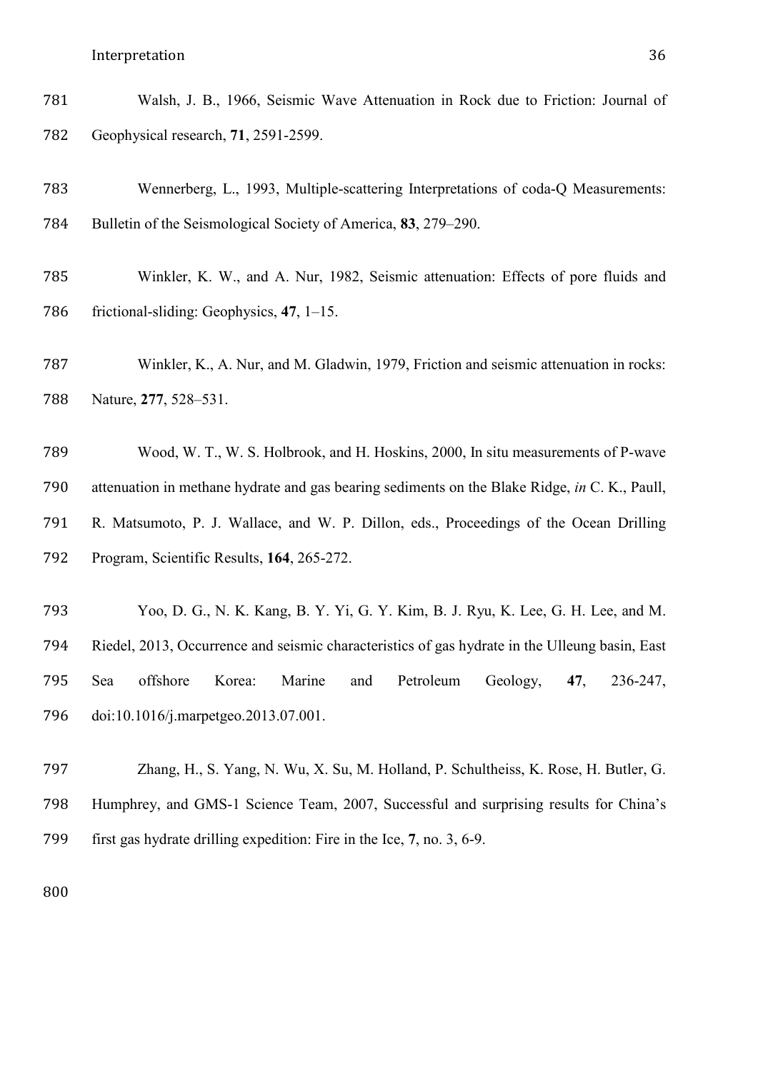Walsh, J. B., 1966, Seismic Wave Attenuation in Rock due to Friction: Journal of Geophysical research, **71**, 2591-2599.

Wennerberg, L., 1993, Multiple-scattering Interpretations of coda-Q Measurements: Bulletin of the Seismological Society of America, **83**, 279–290.

Winkler, K. W., and A. Nur, 1982, Seismic attenuation: Effects of pore fluids and frictional-sliding: Geophysics, **47**, 1–15.

Winkler, K., A. Nur, and M. Gladwin, 1979, Friction and seismic attenuation in rocks: Nature, **277**, 528–531.

Wood, W. T., W. S. Holbrook, and H. Hoskins, 2000, In situ measurements of P-wave attenuation in methane hydrate and gas bearing sediments on the Blake Ridge, *in* C. K., Paull, R. Matsumoto, P. J. Wallace, and W. P. Dillon, eds., Proceedings of the Ocean Drilling Program, Scientific Results, **164**, 265-272.

Yoo, D. G., N. K. Kang, B. Y. Yi, G. Y. Kim, B. J. Ryu, K. Lee, G. H. Lee, and M. Riedel, 2013, Occurrence and seismic characteristics of gas hydrate in the Ulleung basin, East Sea offshore Korea: Marine and Petroleum Geology, **47**, 236-247, doi:10.1016/j.marpetgeo.2013.07.001.

Zhang, H., S. Yang, N. Wu, X. Su, M. Holland, P. Schultheiss, K. Rose, H. Butler, G. Humphrey, and GMS-1 Science Team, 2007, Successful and surprising results for China's first gas hydrate drilling expedition: Fire in the Ice, **7**, no. 3, 6-9.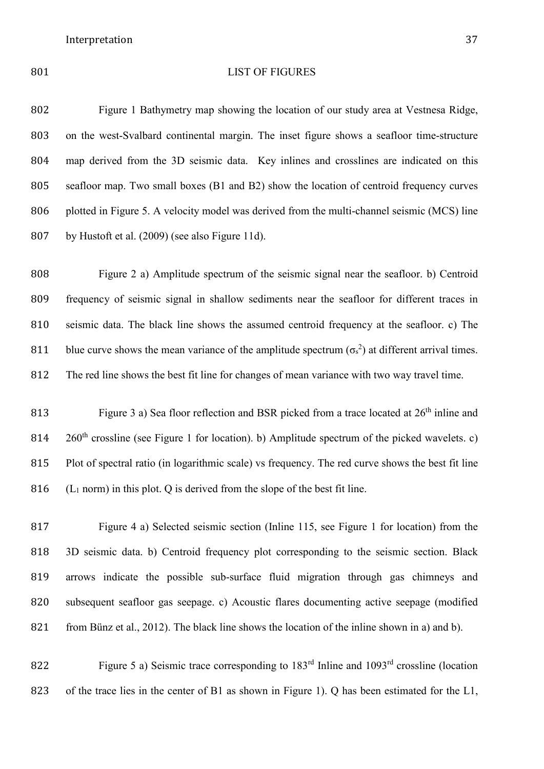LIST OF FIGURES

Figure 1 Bathymetry map showing the location of our study area at Vestnesa Ridge, on the west-Svalbard continental margin. The inset figure shows a seafloor time-structure map derived from the 3D seismic data. Key inlines and crosslines are indicated on this seafloor map. Two small boxes (B1 and B2) show the location of centroid frequency curves plotted in Figure 5. A velocity model was derived from the multi-channel seismic (MCS) line by Hustoft et al. (2009) (see also Figure 11d).

Figure 2 a) Amplitude spectrum of the seismic signal near the seafloor. b) Centroid frequency of seismic signal in shallow sediments near the seafloor for different traces in seismic data. The black line shows the assumed centroid frequency at the seafloor. c) The blue curve shows the mean variance of the amplitude spectrum ($\sigma_s^2$) at different arrival times. The red line shows the best fit line for changes of mean variance with two way travel time.

Figure 3 a) Sea floor reflection and BSR picked from a trace located at 26th inline and 260th crossline (see Figure 1 for location). b) Amplitude spectrum of the picked wavelets. c) Plot of spectral ratio (in logarithmic scale) vs frequency. The red curve shows the best fit line ($L_1$ norm) in this plot. Q is derived from the slope of the best fit line.

Figure 4 a) Selected seismic section (Inline 115, see Figure 1 for location) from the 3D seismic data. b) Centroid frequency plot corresponding to the seismic section. Black arrows indicate the possible sub-surface fluid migration through gas chimneys and subsequent seafloor gas seepage. c) Acoustic flares documenting active seepage (modified from Bünz et al., 2012). The black line shows the location of the inline shown in a) and b).

Figure 5 a) Seismic trace corresponding to 183rd Inline and 1093rd crossline (location of the trace lies in the center of B1 as shown in Figure 1). Q has been estimated for the L1,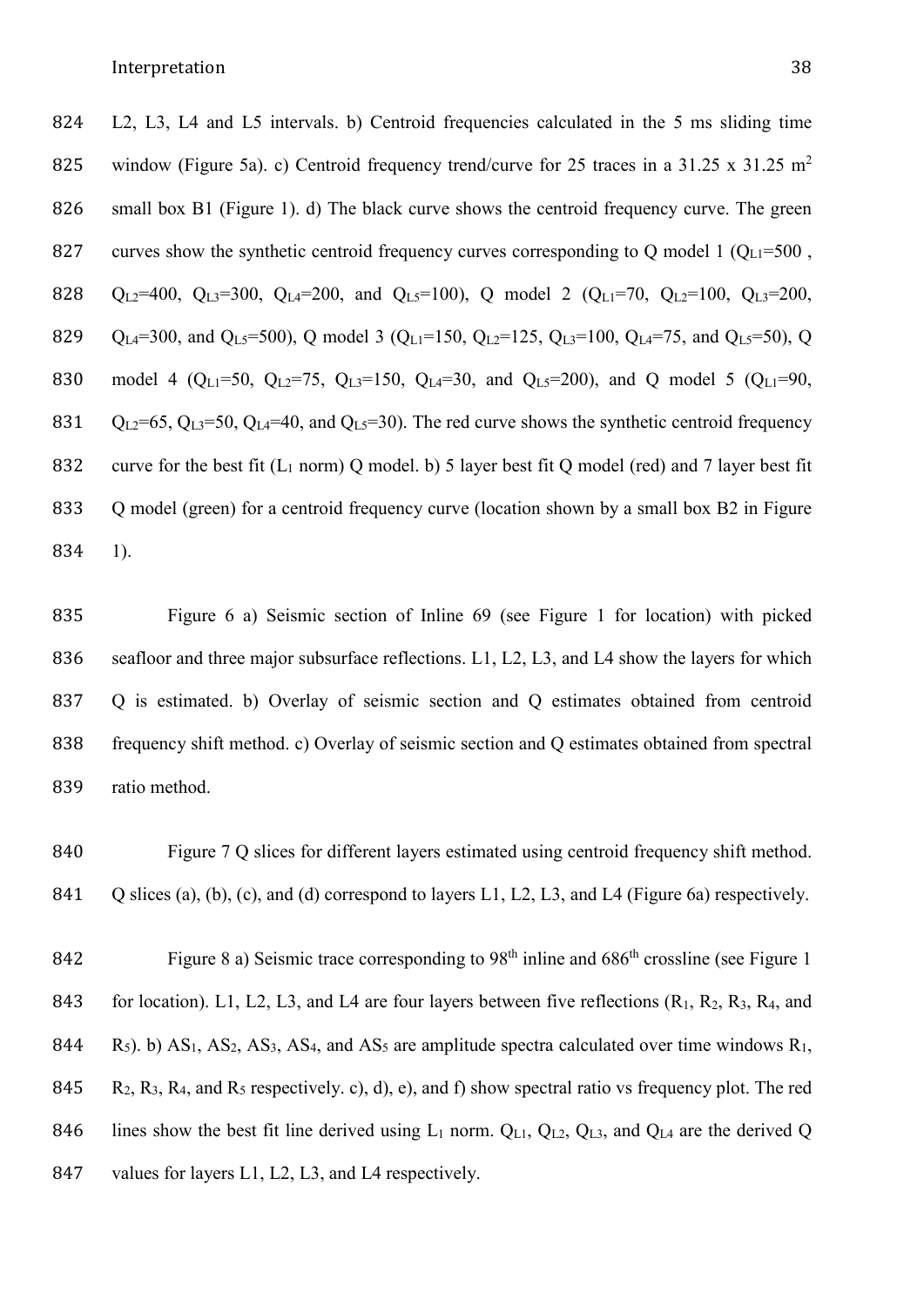L2, L3, L4 and L5 intervals. b) Centroid frequencies calculated in the 5 ms sliding time window (Figure 5a). c) Centroid frequency trend/curve for 25 traces in a 31.25 x 31.25 $m^2$ small box B1 (Figure 1). d) The black curve shows the centroid frequency curve. The green curves show the synthetic centroid frequency curves corresponding to Q model 1 ($Q_{L1}$=500 , $Q_{L2}$=400, $Q_{L3}$=300, $Q_{L4}$=200, and $Q_{L5}$=100), Q model 2 ($Q_{L1}$=70, $Q_{L2}$=100, $Q_{L3}$=200, $Q_{L4}$=300, and $Q_{L5}$=500), Q model 3 ($Q_{L1}$=150, $Q_{L2}$=125, $Q_{L3}$=100, $Q_{L4}$=75, and $Q_{L5}$=50), Q model 4 ($Q_{L1}$=50, $Q_{L2}$=75, $Q_{L3}$=150, $Q_{L4}$=30, and $Q_{L5}$=200), and Q model 5 ($Q_{L1}$=90, $Q_{L2}$=65, $Q_{L3}$=50, $Q_{L4}$=40, and $Q_{L5}$=30). The red curve shows the synthetic centroid frequency curve for the best fit ($L_1$ norm) Q model. b) 5 layer best fit Q model (red) and 7 layer best fit Q model (green) for a centroid frequency curve (location shown by a small box B2 in Figure 1).

Figure 6 a) Seismic section of Inline 69 (see Figure 1 for location) with picked seafloor and three major subsurface reflections. L1, L2, L3, and L4 show the layers for which Q is estimated. b) Overlay of seismic section and Q estimates obtained from centroid frequency shift method. c) Overlay of seismic section and Q estimates obtained from spectral ratio method.

Figure 7 Q slices for different layers estimated using centroid frequency shift method. Q slices (a), (b), (c), and (d) correspond to layers L1, L2, L3, and L4 (Figure 6a) respectively.

Figure 8 a) Seismic trace corresponding to 98th inline and 686th crossline (see Figure 1 for location). L1, L2, L3, and L4 are four layers between five reflections ($R_1$, $R_2$, $R_3$, $R_4$, and $R_5$). b) $AS_1$, $AS_2$, $AS_3$, $AS_4$, and $AS_5$ are amplitude spectra calculated over time windows $R_1$, $R_2$, $R_3$, $R_4$, and $R_5$ respectively. c), d), e), and f) show spectral ratio vs frequency plot. The red lines show the best fit line derived using $L_1$ norm. $Q_{L1}$, $Q_{L2}$, $Q_{L3}$, and $Q_{L4}$ are the derived Q values for layers L1, L2, L3, and L4 respectively.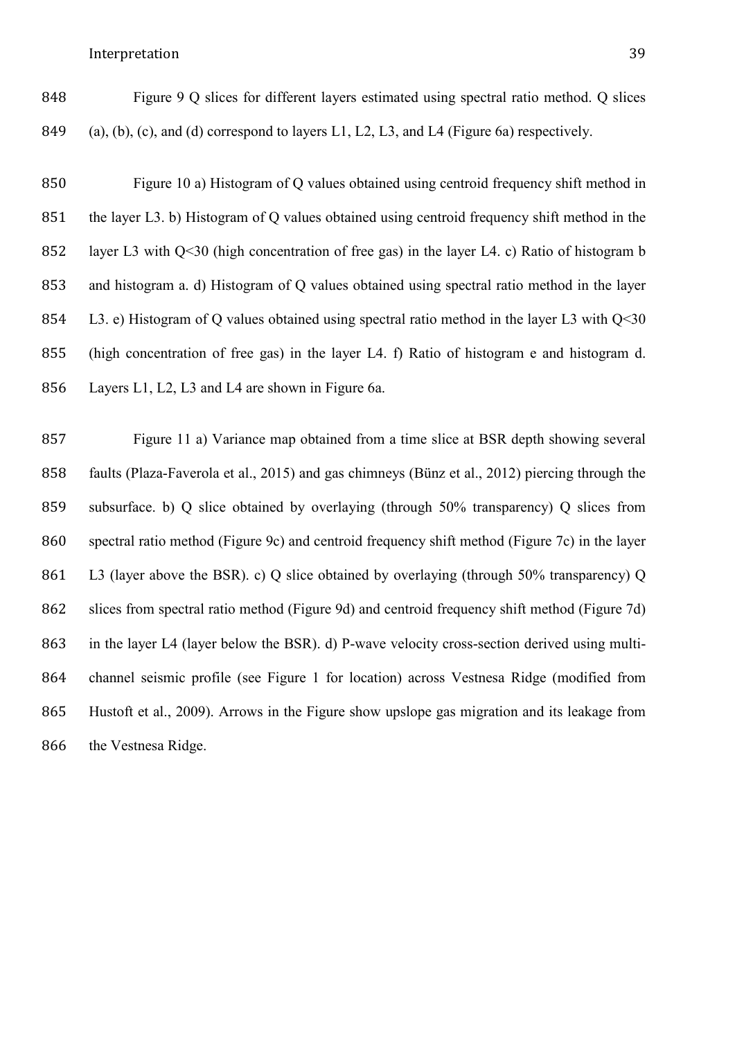Figure 9 Q slices for different layers estimated using spectral ratio method. Q slices (a), (b), (c), and (d) correspond to layers L1, L2, L3, and L4 (Figure 6a) respectively.

Figure 10 a) Histogram of Q values obtained using centroid frequency shift method in the layer L3. b) Histogram of Q values obtained using centroid frequency shift method in the layer L3 with Q<30 (high concentration of free gas) in the layer L4. c) Ratio of histogram b and histogram a. d) Histogram of Q values obtained using spectral ratio method in the layer L3. e) Histogram of Q values obtained using spectral ratio method in the layer L3 with Q<30 (high concentration of free gas) in the layer L4. f) Ratio of histogram e and histogram d. Layers L1, L2, L3 and L4 are shown in Figure 6a.

Figure 11 a) Variance map obtained from a time slice at BSR depth showing several faults (Plaza-Faverola et al., 2015) and gas chimneys (Bünz et al., 2012) piercing through the subsurface. b) Q slice obtained by overlaying (through 50% transparency) Q slices from spectral ratio method (Figure 9c) and centroid frequency shift method (Figure 7c) in the layer L3 (layer above the BSR). c) Q slice obtained by overlaying (through 50% transparency) Q slices from spectral ratio method (Figure 9d) and centroid frequency shift method (Figure 7d) in the layer L4 (layer below the BSR). d) P-wave velocity cross-section derived using multi-channel seismic profile (see Figure 1 for location) across Vestnesa Ridge (modified from Hustoft et al., 2009). Arrows in the Figure show upslope gas migration and its leakage from the Vestnesa Ridge.